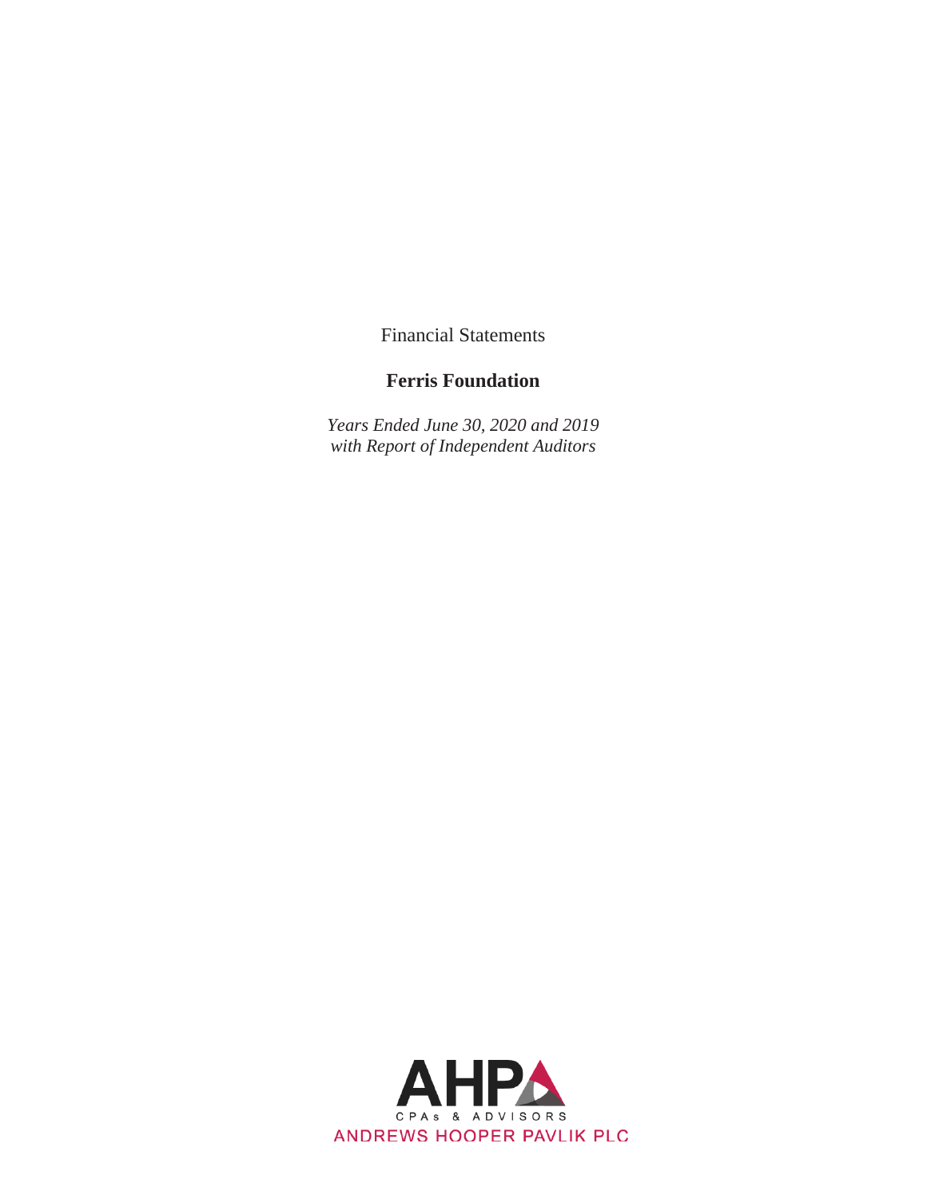Financial Statements

# Ferris Foundation

*Years Ended June 30, 2020 and 2019*
*with Report of Independent Auditors*

AHP
CPAs & ADVISORS
ANDREWS HOOPER PAVLIK PLC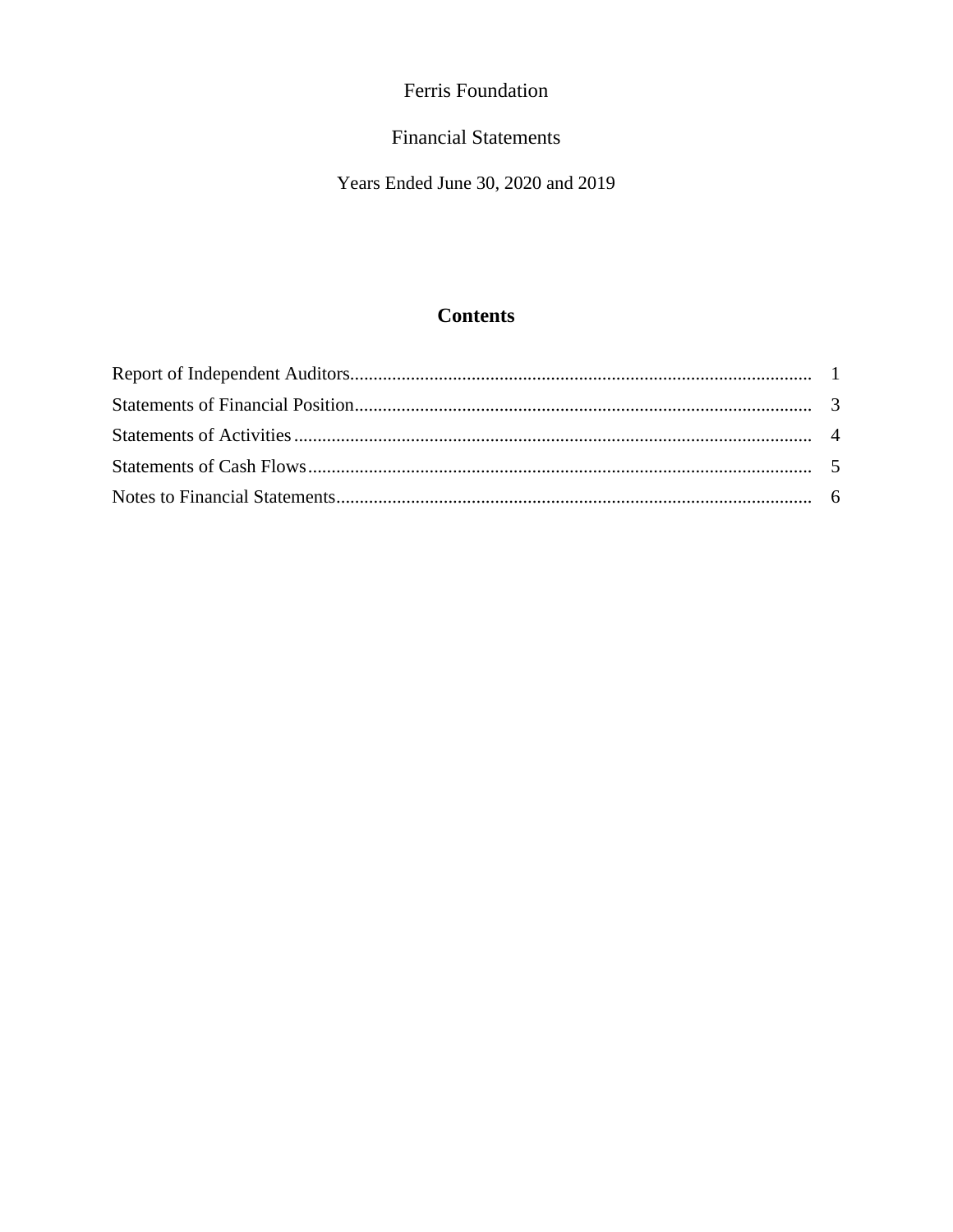Ferris Foundation

Financial Statements

Years Ended June 30, 2020 and 2019

## Contents

| | |
|---|---|
| Report of Independent Auditors | 1 |
| Statements of Financial Position | 3 |
| Statements of Activities | 4 |
| Statements of Cash Flows | 5 |
| Notes to Financial Statements | 6 |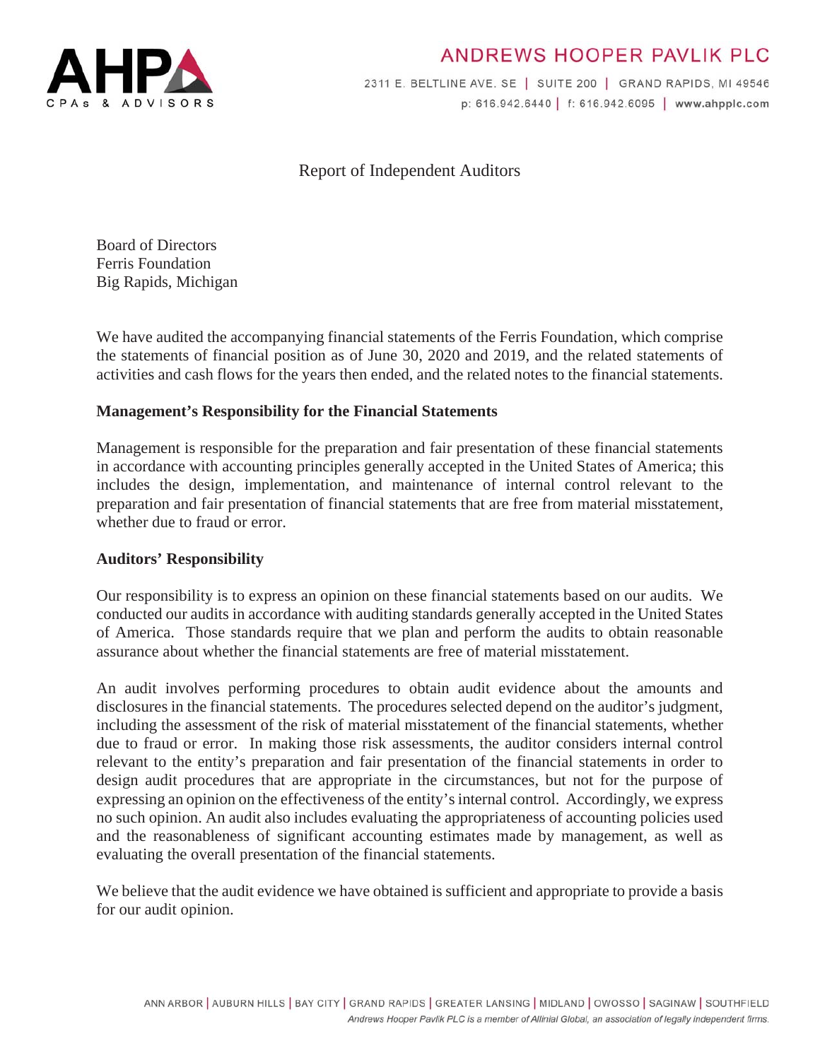# Report of Independent Auditors

Board of Directors
Ferris Foundation
Big Rapids, Michigan

We have audited the accompanying financial statements of the Ferris Foundation, which comprise the statements of financial position as of June 30, 2020 and 2019, and the related statements of activities and cash flows for the years then ended, and the related notes to the financial statements.

## Management's Responsibility for the Financial Statements

Management is responsible for the preparation and fair presentation of these financial statements in accordance with accounting principles generally accepted in the United States of America; this includes the design, implementation, and maintenance of internal control relevant to the preparation and fair presentation of financial statements that are free from material misstatement, whether due to fraud or error.

## Auditors' Responsibility

Our responsibility is to express an opinion on these financial statements based on our audits. We conducted our audits in accordance with auditing standards generally accepted in the United States of America. Those standards require that we plan and perform the audits to obtain reasonable assurance about whether the financial statements are free of material misstatement.

An audit involves performing procedures to obtain audit evidence about the amounts and disclosures in the financial statements. The procedures selected depend on the auditor's judgment, including the assessment of the risk of material misstatement of the financial statements, whether due to fraud or error. In making those risk assessments, the auditor considers internal control relevant to the entity's preparation and fair presentation of the financial statements in order to design audit procedures that are appropriate in the circumstances, but not for the purpose of expressing an opinion on the effectiveness of the entity's internal control. Accordingly, we express no such opinion. An audit also includes evaluating the appropriateness of accounting policies used and the reasonableness of significant accounting estimates made by management, as well as evaluating the overall presentation of the financial statements.

We believe that the audit evidence we have obtained is sufficient and appropriate to provide a basis for our audit opinion.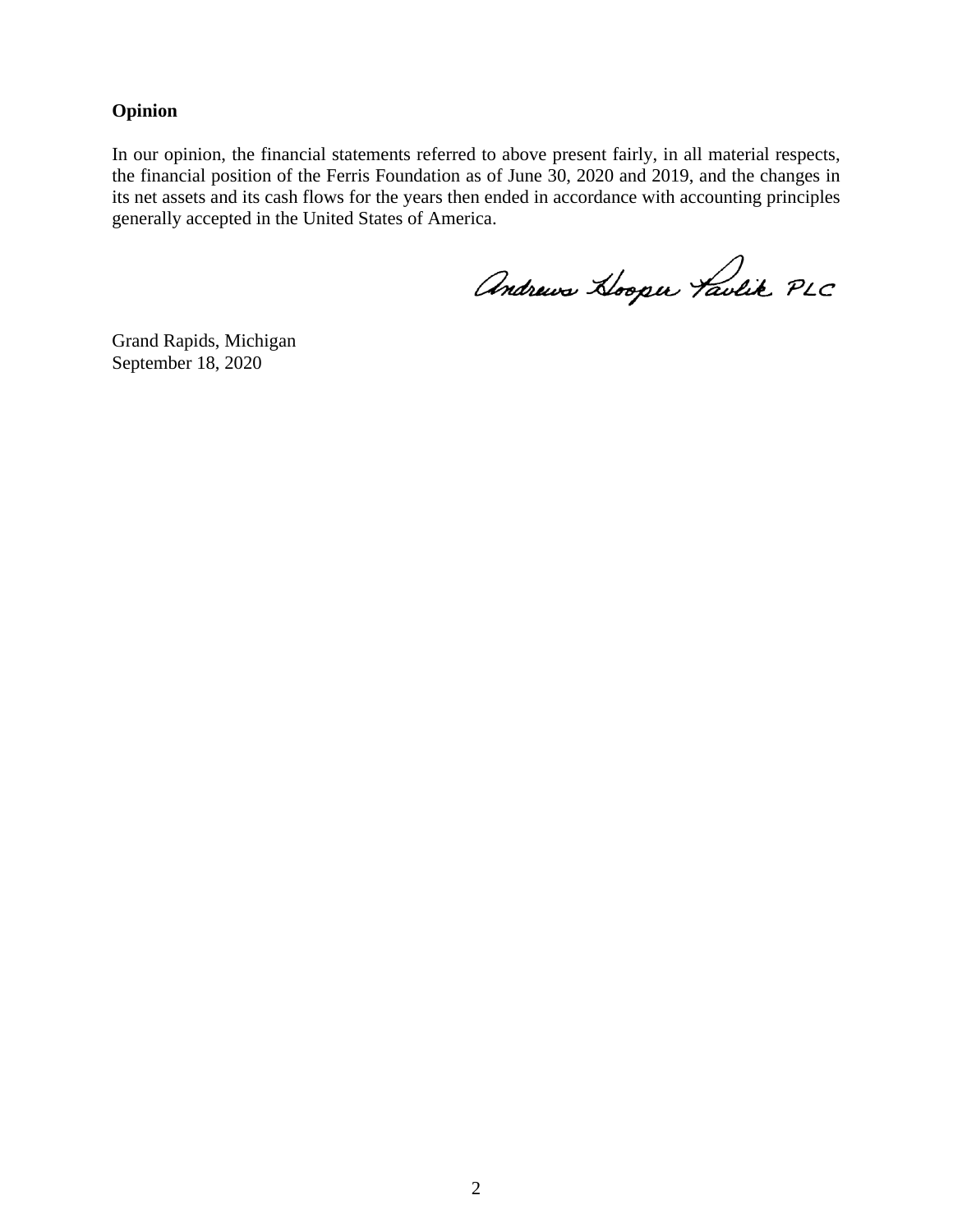## Opinion

In our opinion, the financial statements referred to above present fairly, in all material respects, the financial position of the Ferris Foundation as of June 30, 2020 and 2019, and the changes in its net assets and its cash flows for the years then ended in accordance with accounting principles generally accepted in the United States of America.

Andrews Hooper Pavlik PLC

Grand Rapids, Michigan
September 18, 2020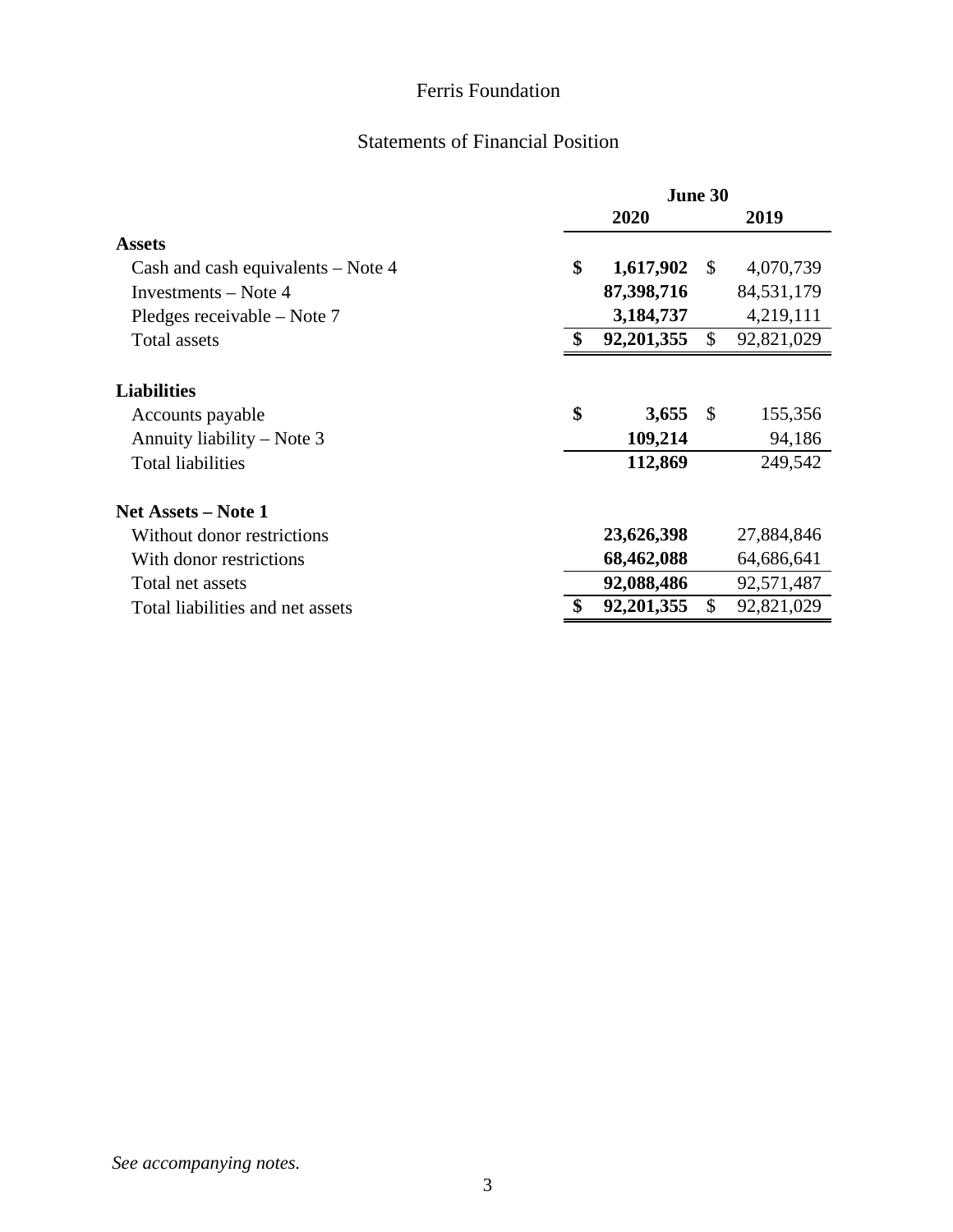# Ferris Foundation

## Statements of Financial Position

| | June 30 | |
|---|---|---|
| | **2020** | **2019** |
| **Assets** | | |
| Cash and cash equivalents – Note 4 | **$ 1,617,902** | $ 4,070,739 |
| Investments – Note 4 | **87,398,716** | 84,531,179 |
| Pledges receivable – Note 7 | **3,184,737** | 4,219,111 |
| Total assets | **$ 92,201,355** | $ 92,821,029 |
| | | |
| **Liabilities** | | |
| Accounts payable | **$ 3,655** | $ 155,356 |
| Annuity liability – Note 3 | **109,214** | 94,186 |
| Total liabilities | **112,869** | 249,542 |
| | | |
| **Net Assets – Note 1** | | |
| Without donor restrictions | **23,626,398** | 27,884,846 |
| With donor restrictions | **68,462,088** | 64,686,641 |
| Total net assets | **92,088,486** | 92,571,487 |
| Total liabilities and net assets | **$ 92,201,355** | $ 92,821,029 |

*See accompanying notes.*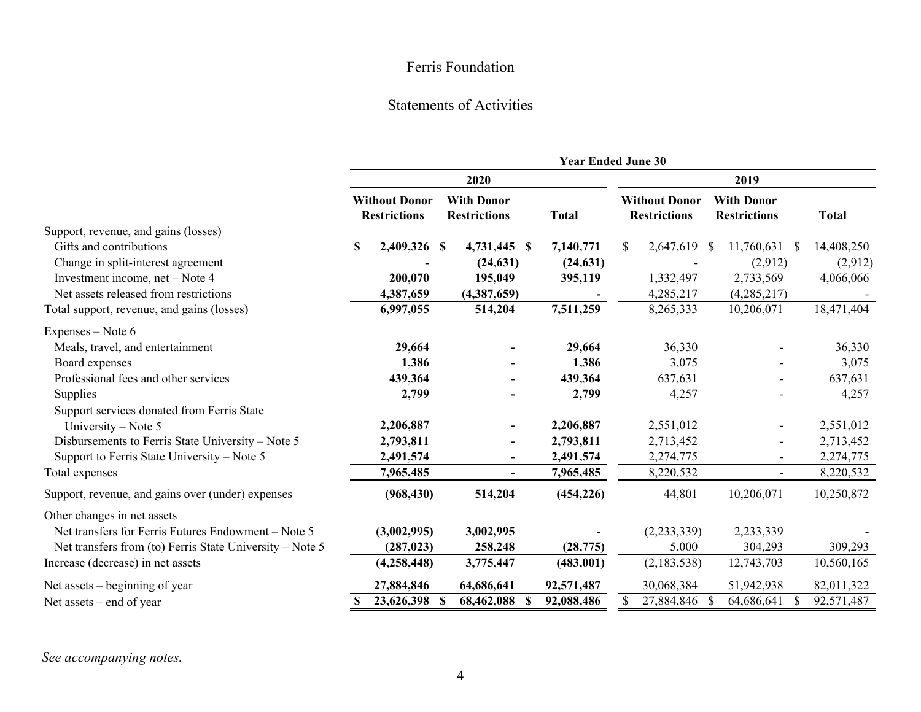# Ferris Foundation

## Statements of Activities

| | Year Ended June 30 | | | | | |
|---|---|---|---|---|---|---|
| | 2020 | | | 2019 | | |
| | Without Donor Restrictions | With Donor Restrictions | Total | Without Donor Restrictions | With Donor Restrictions | Total |
| Support, revenue, and gains (losses) | | | | | | |
| Gifts and contributions | **$ 2,409,326** | **$ 4,731,445** | **$ 7,140,771** | $ 2,647,619 | $ 11,760,631 | $ 14,408,250 |
| Change in split-interest agreement | **-** | **(24,631)** | **(24,631)** | - | (2,912) | (2,912) |
| Investment income, net – Note 4 | **200,070** | **195,049** | **395,119** | 1,332,497 | 2,733,569 | 4,066,066 |
| Net assets released from restrictions | **4,387,659** | **(4,387,659)** | **-** | 4,285,217 | (4,285,217) | - |
| Total support, revenue, and gains (losses) | **6,997,055** | **514,204** | **7,511,259** | 8,265,333 | 10,206,071 | 18,471,404 |
| Expenses – Note 6 | | | | | | |
| Meals, travel, and entertainment | **29,664** | **-** | **29,664** | 36,330 | - | 36,330 |
| Board expenses | **1,386** | **-** | **1,386** | 3,075 | - | 3,075 |
| Professional fees and other services | **439,364** | **-** | **439,364** | 637,631 | - | 637,631 |
| Supplies | **2,799** | **-** | **2,799** | 4,257 | - | 4,257 |
| Support services donated from Ferris State University – Note 5 | **2,206,887** | **-** | **2,206,887** | 2,551,012 | - | 2,551,012 |
| Disbursements to Ferris State University – Note 5 | **2,793,811** | **-** | **2,793,811** | 2,713,452 | - | 2,713,452 |
| Support to Ferris State University – Note 5 | **2,491,574** | **-** | **2,491,574** | 2,274,775 | - | 2,274,775 |
| Total expenses | **7,965,485** | **-** | **7,965,485** | 8,220,532 | - | 8,220,532 |
| Support, revenue, and gains over (under) expenses | **(968,430)** | **514,204** | **(454,226)** | 44,801 | 10,206,071 | 10,250,872 |
| Other changes in net assets | | | | | | |
| Net transfers for Ferris Futures Endowment – Note 5 | **(3,002,995)** | **3,002,995** | **-** | (2,233,339) | 2,233,339 | - |
| Net transfers from (to) Ferris State University – Note 5 | **(287,023)** | **258,248** | **(28,775)** | 5,000 | 304,293 | 309,293 |
| Increase (decrease) in net assets | **(4,258,448)** | **3,775,447** | **(483,001)** | (2,183,538) | 12,743,703 | 10,560,165 |
| Net assets – beginning of year | **27,884,846** | **64,686,641** | **92,571,487** | 30,068,384 | 51,942,938 | 82,011,322 |
| Net assets – end of year | **$ 23,626,398** | **$ 68,462,088** | **$ 92,088,486** | $ 27,884,846 | $ 64,686,641 | $ 92,571,487 |

*See accompanying notes.*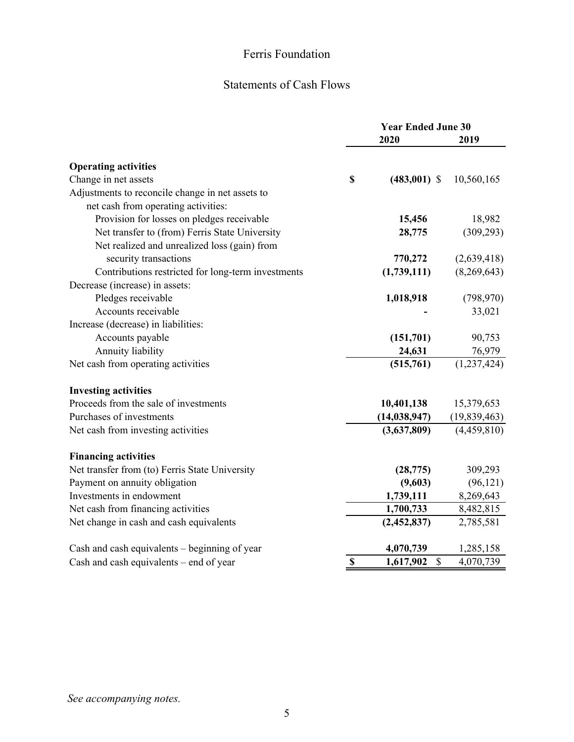# Ferris Foundation

## Statements of Cash Flows

| | Year Ended June 30 | |
|---|---|---|
| | **2020** | **2019** |
| **Operating activities** | | |
| Change in net assets | **$ (483,001)** | $ 10,560,165 |
| Adjustments to reconcile change in net assets to net cash from operating activities: | | |
| Provision for losses on pledges receivable | **15,456** | 18,982 |
| Net transfer to (from) Ferris State University | **28,775** | (309,293) |
| Net realized and unrealized loss (gain) from security transactions | **770,272** | (2,639,418) |
| Contributions restricted for long-term investments | **(1,739,111)** | (8,269,643) |
| Decrease (increase) in assets: | | |
| Pledges receivable | **1,018,918** | (798,970) |
| Accounts receivable | **-** | 33,021 |
| Increase (decrease) in liabilities: | | |
| Accounts payable | **(151,701)** | 90,753 |
| Annuity liability | **24,631** | 76,979 |
| Net cash from operating activities | **(515,761)** | (1,237,424) |
| **Investing activities** | | |
| Proceeds from the sale of investments | **10,401,138** | 15,379,653 |
| Purchases of investments | **(14,038,947)** | (19,839,463) |
| Net cash from investing activities | **(3,637,809)** | (4,459,810) |
| **Financing activities** | | |
| Net transfer from (to) Ferris State University | **(28,775)** | 309,293 |
| Payment on annuity obligation | **(9,603)** | (96,121) |
| Investments in endowment | **1,739,111** | 8,269,643 |
| Net cash from financing activities | **1,700,733** | 8,482,815 |
| Net change in cash and cash equivalents | **(2,452,837)** | 2,785,581 |
| Cash and cash equivalents – beginning of year | **4,070,739** | 1,285,158 |
| Cash and cash equivalents – end of year | **$ 1,617,902** | $ 4,070,739 |

*See accompanying notes.*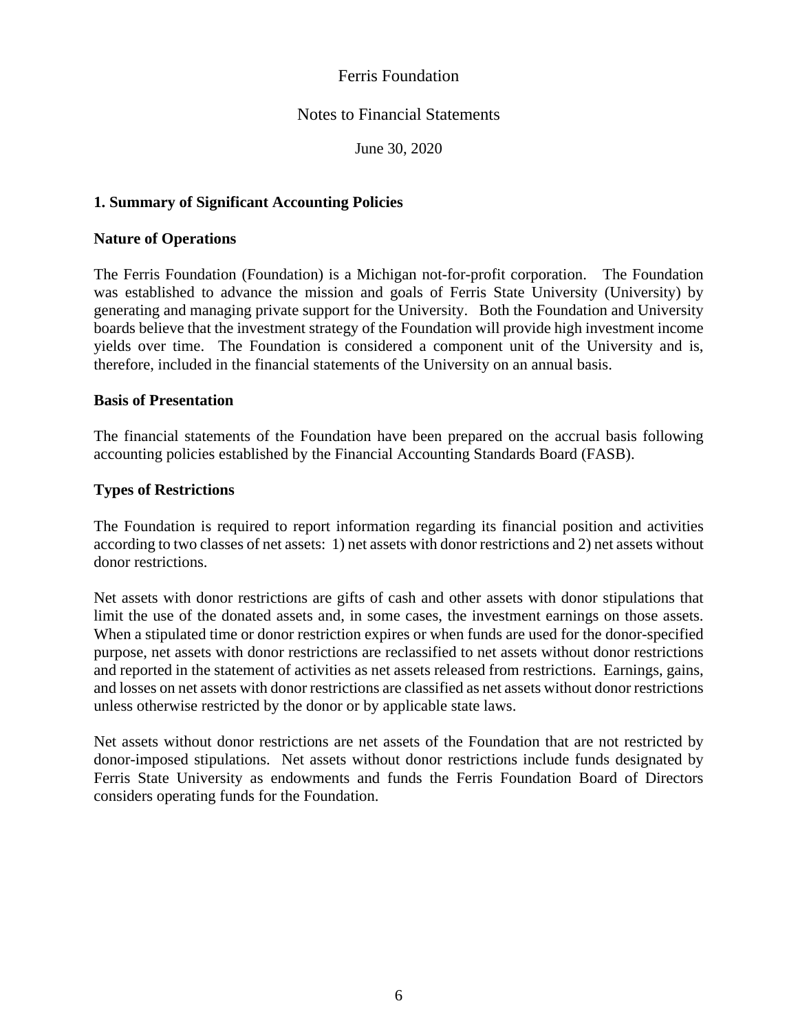Ferris Foundation

Notes to Financial Statements

June 30, 2020

## 1. Summary of Significant Accounting Policies

### Nature of Operations

The Ferris Foundation (Foundation) is a Michigan not-for-profit corporation. The Foundation was established to advance the mission and goals of Ferris State University (University) by generating and managing private support for the University. Both the Foundation and University boards believe that the investment strategy of the Foundation will provide high investment income yields over time. The Foundation is considered a component unit of the University and is, therefore, included in the financial statements of the University on an annual basis.

### Basis of Presentation

The financial statements of the Foundation have been prepared on the accrual basis following accounting policies established by the Financial Accounting Standards Board (FASB).

### Types of Restrictions

The Foundation is required to report information regarding its financial position and activities according to two classes of net assets: 1) net assets with donor restrictions and 2) net assets without donor restrictions.

Net assets with donor restrictions are gifts of cash and other assets with donor stipulations that limit the use of the donated assets and, in some cases, the investment earnings on those assets. When a stipulated time or donor restriction expires or when funds are used for the donor-specified purpose, net assets with donor restrictions are reclassified to net assets without donor restrictions and reported in the statement of activities as net assets released from restrictions. Earnings, gains, and losses on net assets with donor restrictions are classified as net assets without donor restrictions unless otherwise restricted by the donor or by applicable state laws.

Net assets without donor restrictions are net assets of the Foundation that are not restricted by donor-imposed stipulations. Net assets without donor restrictions include funds designated by Ferris State University as endowments and funds the Ferris Foundation Board of Directors considers operating funds for the Foundation.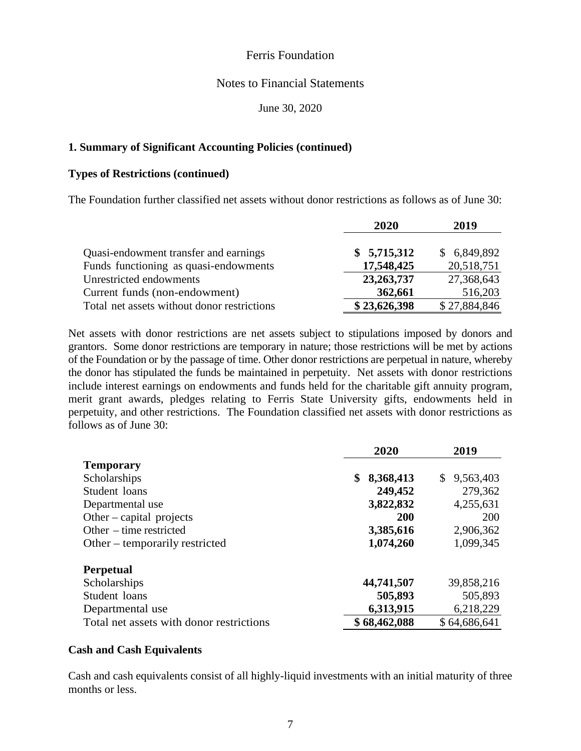Ferris Foundation

Notes to Financial Statements

June 30, 2020

## 1. Summary of Significant Accounting Policies (continued)

### Types of Restrictions (continued)

The Foundation further classified net assets without donor restrictions as follows as of June 30:

| | 2020 | 2019 |
|---|---|---|
| Quasi-endowment transfer and earnings | **$ 5,715,312** | $ 6,849,892 |
| Funds functioning as quasi-endowments | **17,548,425** | 20,518,751 |
| Unrestricted endowments | **23,263,737** | 27,368,643 |
| Current funds (non-endowment) | **362,661** | 516,203 |
| Total net assets without donor restrictions | **$ 23,626,398** | $ 27,884,846 |

Net assets with donor restrictions are net assets subject to stipulations imposed by donors and grantors. Some donor restrictions are temporary in nature; those restrictions will be met by actions of the Foundation or by the passage of time. Other donor restrictions are perpetual in nature, whereby the donor has stipulated the funds be maintained in perpetuity. Net assets with donor restrictions include interest earnings on endowments and funds held for the charitable gift annuity program, merit grant awards, pledges relating to Ferris State University gifts, endowments held in perpetuity, and other restrictions. The Foundation classified net assets with donor restrictions as follows as of June 30:

| | 2020 | 2019 |
|---|---|---|
| **Temporary** | | |
| Scholarships | **$ 8,368,413** | $ 9,563,403 |
| Student loans | **249,452** | 279,362 |
| Departmental use | **3,822,832** | 4,255,631 |
| Other – capital projects | **200** | 200 |
| Other – time restricted | **3,385,616** | 2,906,362 |
| Other – temporarily restricted | **1,074,260** | 1,099,345 |
| **Perpetual** | | |
| Scholarships | **44,741,507** | 39,858,216 |
| Student loans | **505,893** | 505,893 |
| Departmental use | **6,313,915** | 6,218,229 |
| Total net assets with donor restrictions | **$ 68,462,088** | $ 64,686,641 |

### Cash and Cash Equivalents

Cash and cash equivalents consist of all highly-liquid investments with an initial maturity of three months or less.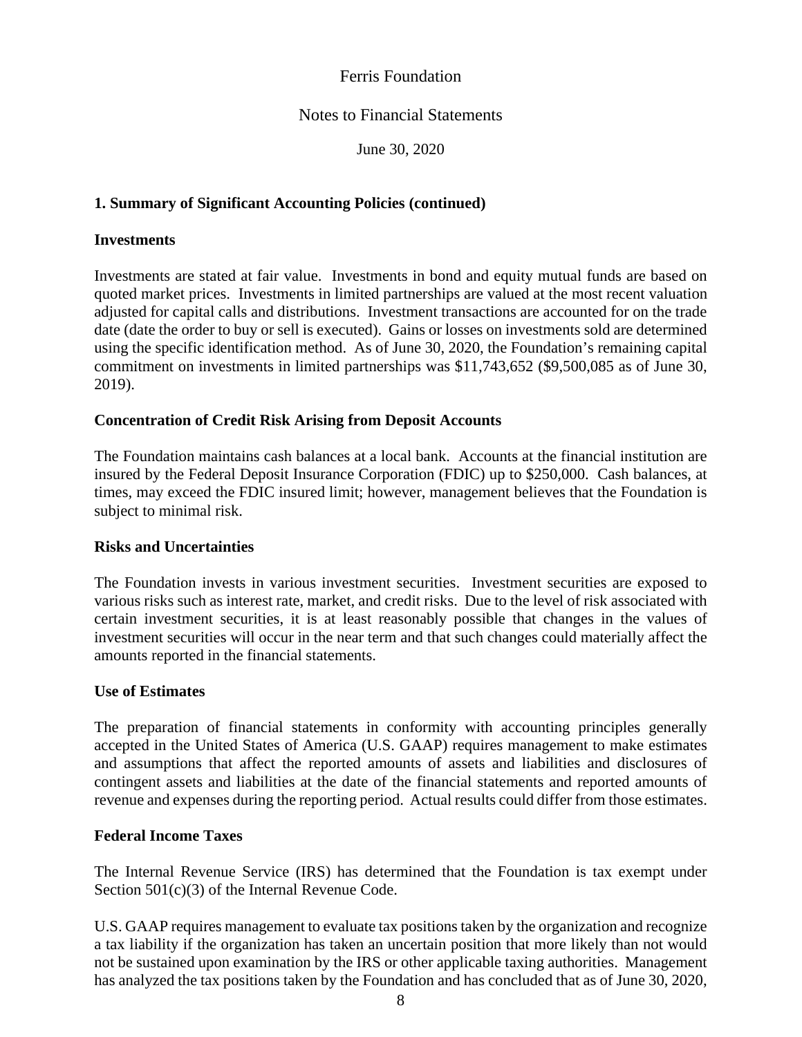## 1. Summary of Significant Accounting Policies (continued)

### Investments

Investments are stated at fair value. Investments in bond and equity mutual funds are based on quoted market prices. Investments in limited partnerships are valued at the most recent valuation adjusted for capital calls and distributions. Investment transactions are accounted for on the trade date (date the order to buy or sell is executed). Gains or losses on investments sold are determined using the specific identification method. As of June 30, 2020, the Foundation's remaining capital commitment on investments in limited partnerships was $11,743,652 ($9,500,085 as of June 30, 2019).

### Concentration of Credit Risk Arising from Deposit Accounts

The Foundation maintains cash balances at a local bank. Accounts at the financial institution are insured by the Federal Deposit Insurance Corporation (FDIC) up to $250,000. Cash balances, at times, may exceed the FDIC insured limit; however, management believes that the Foundation is subject to minimal risk.

### Risks and Uncertainties

The Foundation invests in various investment securities. Investment securities are exposed to various risks such as interest rate, market, and credit risks. Due to the level of risk associated with certain investment securities, it is at least reasonably possible that changes in the values of investment securities will occur in the near term and that such changes could materially affect the amounts reported in the financial statements.

### Use of Estimates

The preparation of financial statements in conformity with accounting principles generally accepted in the United States of America (U.S. GAAP) requires management to make estimates and assumptions that affect the reported amounts of assets and liabilities and disclosures of contingent assets and liabilities at the date of the financial statements and reported amounts of revenue and expenses during the reporting period. Actual results could differ from those estimates.

### Federal Income Taxes

The Internal Revenue Service (IRS) has determined that the Foundation is tax exempt under Section 501(c)(3) of the Internal Revenue Code.

U.S. GAAP requires management to evaluate tax positions taken by the organization and recognize a tax liability if the organization has taken an uncertain position that more likely than not would not be sustained upon examination by the IRS or other applicable taxing authorities. Management has analyzed the tax positions taken by the Foundation and has concluded that as of June 30, 2020,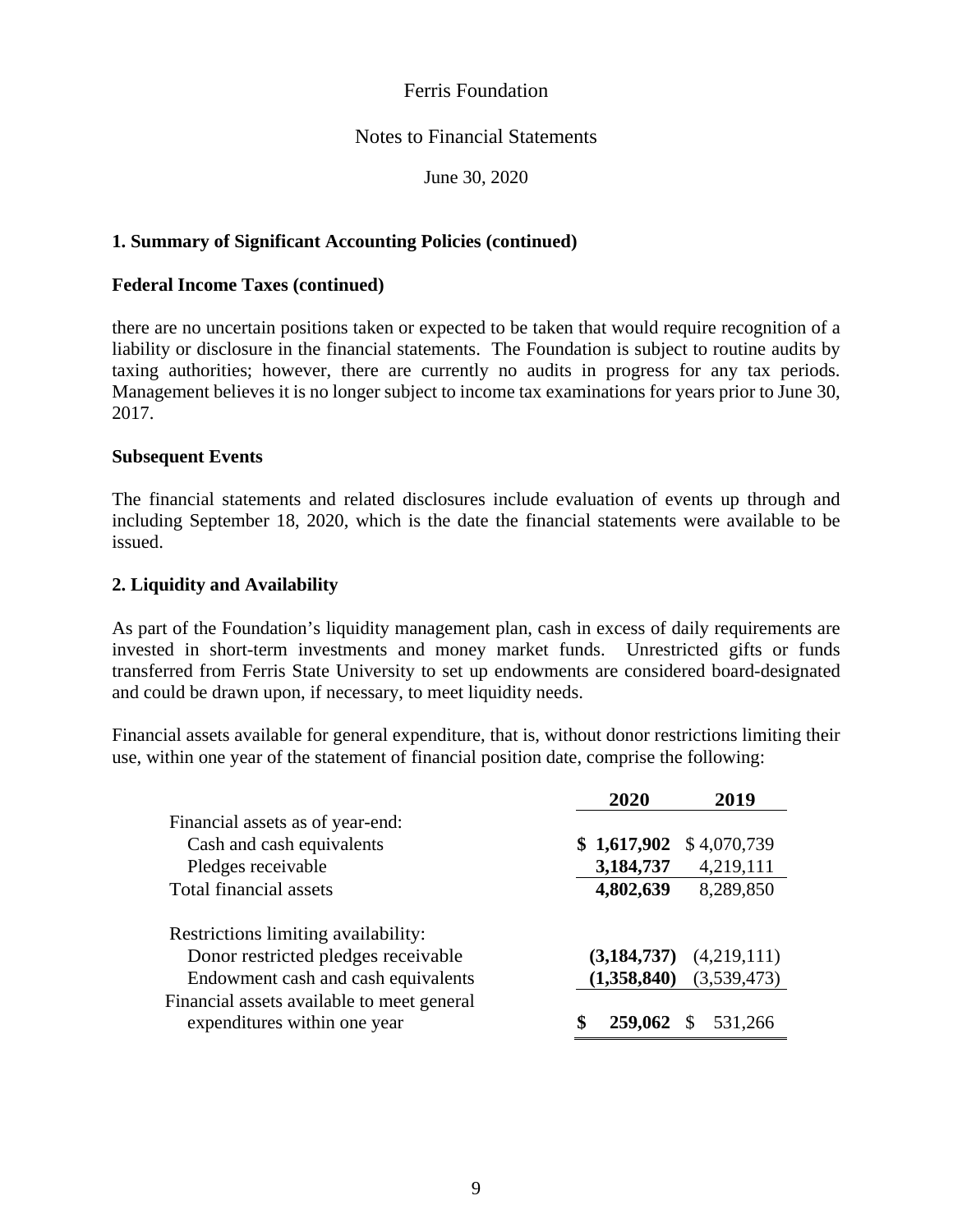Ferris Foundation

Notes to Financial Statements

June 30, 2020

## 1. Summary of Significant Accounting Policies (continued)

### Federal Income Taxes (continued)

there are no uncertain positions taken or expected to be taken that would require recognition of a liability or disclosure in the financial statements. The Foundation is subject to routine audits by taxing authorities; however, there are currently no audits in progress for any tax periods. Management believes it is no longer subject to income tax examinations for years prior to June 30, 2017.

### Subsequent Events

The financial statements and related disclosures include evaluation of events up through and including September 18, 2020, which is the date the financial statements were available to be issued.

## 2. Liquidity and Availability

As part of the Foundation's liquidity management plan, cash in excess of daily requirements are invested in short-term investments and money market funds. Unrestricted gifts or funds transferred from Ferris State University to set up endowments are considered board-designated and could be drawn upon, if necessary, to meet liquidity needs.

Financial assets available for general expenditure, that is, without donor restrictions limiting their use, within one year of the statement of financial position date, comprise the following:

| | **2020** | **2019** |
|---|---|---|
| Financial assets as of year-end: | | |
| Cash and cash equivalents | **$ 1,617,902** | $ 4,070,739 |
| Pledges receivable | **3,184,737** | 4,219,111 |
| Total financial assets | **4,802,639** | 8,289,850 |
| Restrictions limiting availability: | | |
| Donor restricted pledges receivable | **(3,184,737)** | (4,219,111) |
| Endowment cash and cash equivalents | **(1,358,840)** | (3,539,473) |
| Financial assets available to meet general expenditures within one year | **$ 259,062** | $ 531,266 |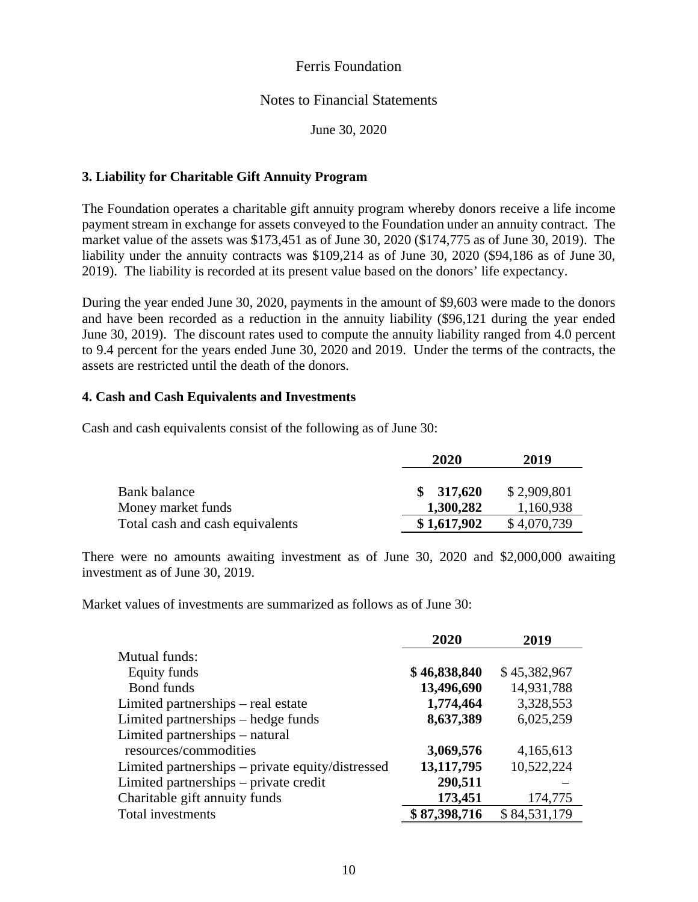## 3. Liability for Charitable Gift Annuity Program

The Foundation operates a charitable gift annuity program whereby donors receive a life income payment stream in exchange for assets conveyed to the Foundation under an annuity contract. The market value of the assets was $173,451 as of June 30, 2020 ($174,775 as of June 30, 2019). The liability under the annuity contracts was $109,214 as of June 30, 2020 ($94,186 as of June 30, 2019). The liability is recorded at its present value based on the donors' life expectancy.

During the year ended June 30, 2020, payments in the amount of $9,603 were made to the donors and have been recorded as a reduction in the annuity liability ($96,121 during the year ended June 30, 2019). The discount rates used to compute the annuity liability ranged from 4.0 percent to 9.4 percent for the years ended June 30, 2020 and 2019. Under the terms of the contracts, the assets are restricted until the death of the donors.

## 4. Cash and Cash Equivalents and Investments

Cash and cash equivalents consist of the following as of June 30:

| | 2020 | 2019 |
|---|---|---|
| Bank balance | **$ 317,620** | $ 2,909,801 |
| Money market funds | **1,300,282** | 1,160,938 |
| Total cash and cash equivalents | **$ 1,617,902** | $ 4,070,739 |

There were no amounts awaiting investment as of June 30, 2020 and $2,000,000 awaiting investment as of June 30, 2019.

Market values of investments are summarized as follows as of June 30:

| | 2020 | 2019 |
|---|---|---|
| Mutual funds: | | |
| Equity funds | **$ 46,838,840** | $ 45,382,967 |
| Bond funds | **13,496,690** | 14,931,788 |
| Limited partnerships – real estate | **1,774,464** | 3,328,553 |
| Limited partnerships – hedge funds | **8,637,389** | 6,025,259 |
| Limited partnerships – natural resources/commodities | **3,069,576** | 4,165,613 |
| Limited partnerships – private equity/distressed | **13,117,795** | 10,522,224 |
| Limited partnerships – private credit | **290,511** | – |
| Charitable gift annuity funds | **173,451** | 174,775 |
| Total investments | **$ 87,398,716** | $ 84,531,179 |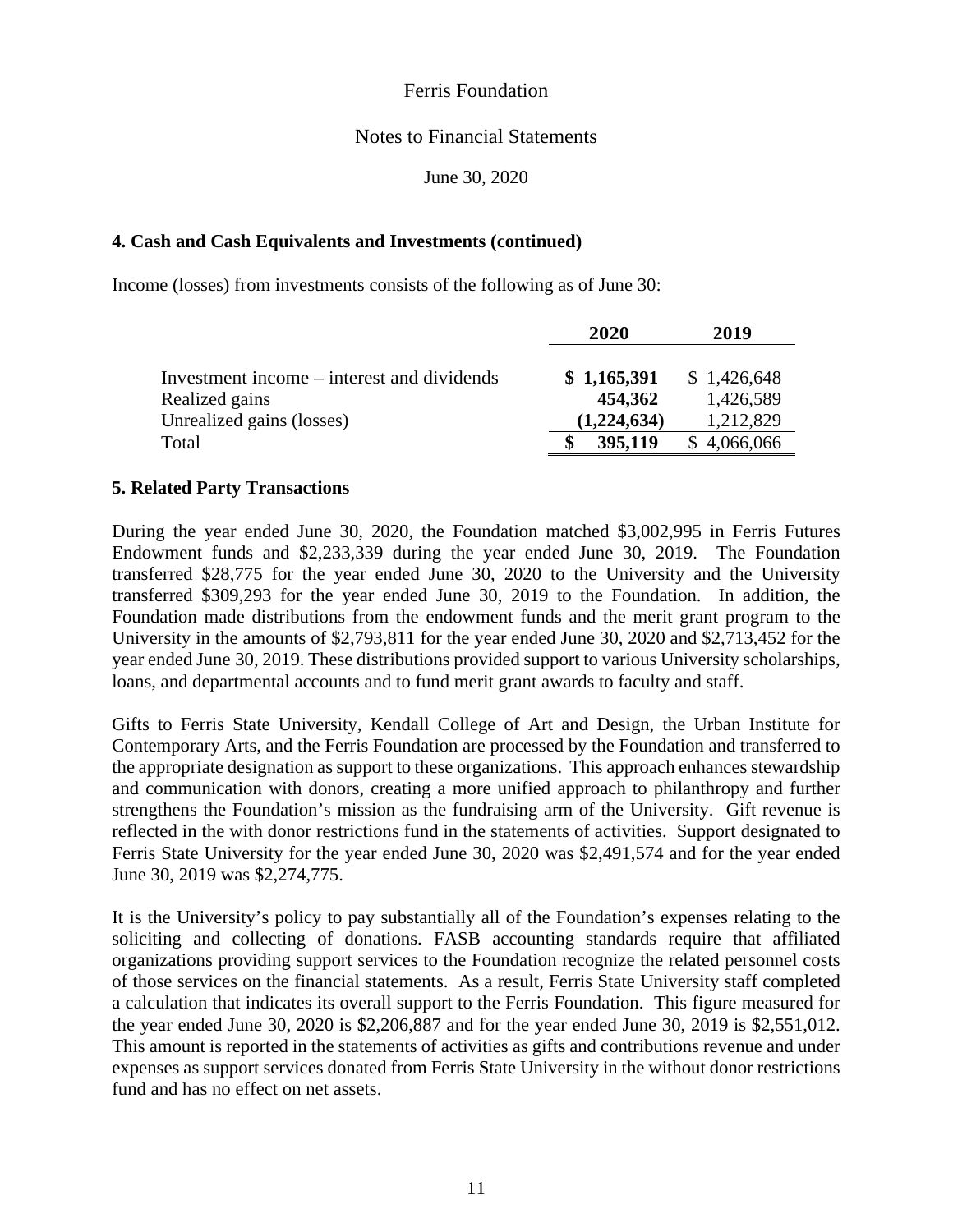Ferris Foundation

Notes to Financial Statements

June 30, 2020

### 4. Cash and Cash Equivalents and Investments (continued)

Income (losses) from investments consists of the following as of June 30:

| | **2020** | **2019** |
|---|---|---|
| Investment income – interest and dividends | **$ 1,165,391** | $ 1,426,648 |
| Realized gains | **454,362** | 1,426,589 |
| Unrealized gains (losses) | **(1,224,634)** | 1,212,829 |
| Total | **$ 395,119** | $ 4,066,066 |

### 5. Related Party Transactions

During the year ended June 30, 2020, the Foundation matched $3,002,995 in Ferris Futures Endowment funds and $2,233,339 during the year ended June 30, 2019. The Foundation transferred $28,775 for the year ended June 30, 2020 to the University and the University transferred $309,293 for the year ended June 30, 2019 to the Foundation. In addition, the Foundation made distributions from the endowment funds and the merit grant program to the University in the amounts of $2,793,811 for the year ended June 30, 2020 and $2,713,452 for the year ended June 30, 2019. These distributions provided support to various University scholarships, loans, and departmental accounts and to fund merit grant awards to faculty and staff.

Gifts to Ferris State University, Kendall College of Art and Design, the Urban Institute for Contemporary Arts, and the Ferris Foundation are processed by the Foundation and transferred to the appropriate designation as support to these organizations. This approach enhances stewardship and communication with donors, creating a more unified approach to philanthropy and further strengthens the Foundation's mission as the fundraising arm of the University. Gift revenue is reflected in the with donor restrictions fund in the statements of activities. Support designated to Ferris State University for the year ended June 30, 2020 was $2,491,574 and for the year ended June 30, 2019 was $2,274,775.

It is the University's policy to pay substantially all of the Foundation's expenses relating to the soliciting and collecting of donations. FASB accounting standards require that affiliated organizations providing support services to the Foundation recognize the related personnel costs of those services on the financial statements. As a result, Ferris State University staff completed a calculation that indicates its overall support to the Ferris Foundation. This figure measured for the year ended June 30, 2020 is $2,206,887 and for the year ended June 30, 2019 is $2,551,012. This amount is reported in the statements of activities as gifts and contributions revenue and under expenses as support services donated from Ferris State University in the without donor restrictions fund and has no effect on net assets.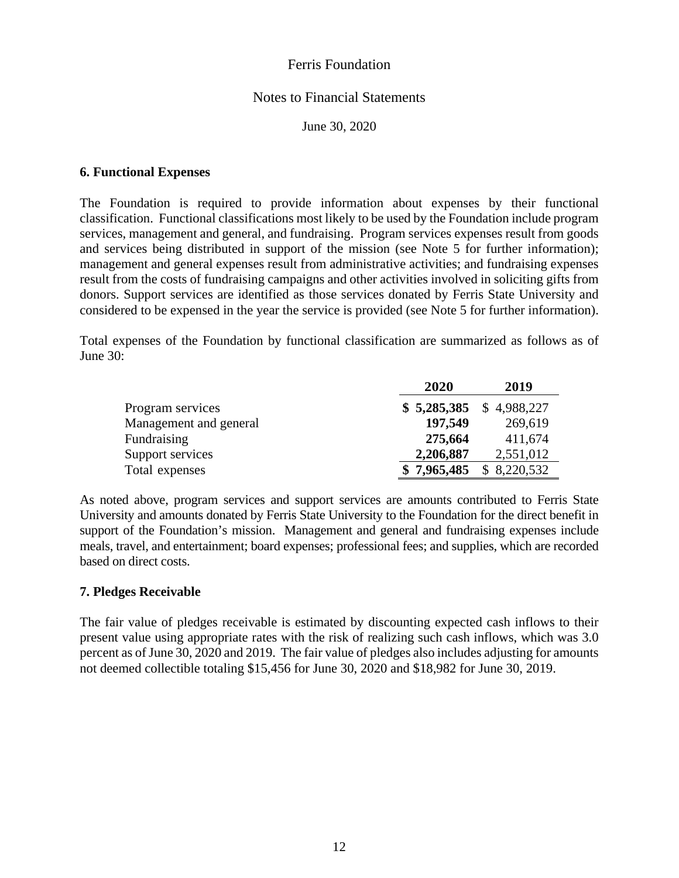Ferris Foundation

Notes to Financial Statements

June 30, 2020

**6. Functional Expenses**

The Foundation is required to provide information about expenses by their functional classification. Functional classifications most likely to be used by the Foundation include program services, management and general, and fundraising. Program services expenses result from goods and services being distributed in support of the mission (see Note 5 for further information); management and general expenses result from administrative activities; and fundraising expenses result from the costs of fundraising campaigns and other activities involved in soliciting gifts from donors. Support services are identified as those services donated by Ferris State University and considered to be expensed in the year the service is provided (see Note 5 for further information).

Total expenses of the Foundation by functional classification are summarized as follows as of June 30:

| | **2020** | **2019** |
|---|---|---|
| Program services | **$ 5,285,385** | $ 4,988,227 |
| Management and general | **197,549** | 269,619 |
| Fundraising | **275,664** | 411,674 |
| Support services | **2,206,887** | 2,551,012 |
| Total expenses | **$ 7,965,485** | $ 8,220,532 |

As noted above, program services and support services are amounts contributed to Ferris State University and amounts donated by Ferris State University to the Foundation for the direct benefit in support of the Foundation's mission. Management and general and fundraising expenses include meals, travel, and entertainment; board expenses; professional fees; and supplies, which are recorded based on direct costs.

**7. Pledges Receivable**

The fair value of pledges receivable is estimated by discounting expected cash inflows to their present value using appropriate rates with the risk of realizing such cash inflows, which was 3.0 percent as of June 30, 2020 and 2019. The fair value of pledges also includes adjusting for amounts not deemed collectible totaling $15,456 for June 30, 2020 and $18,982 for June 30, 2019.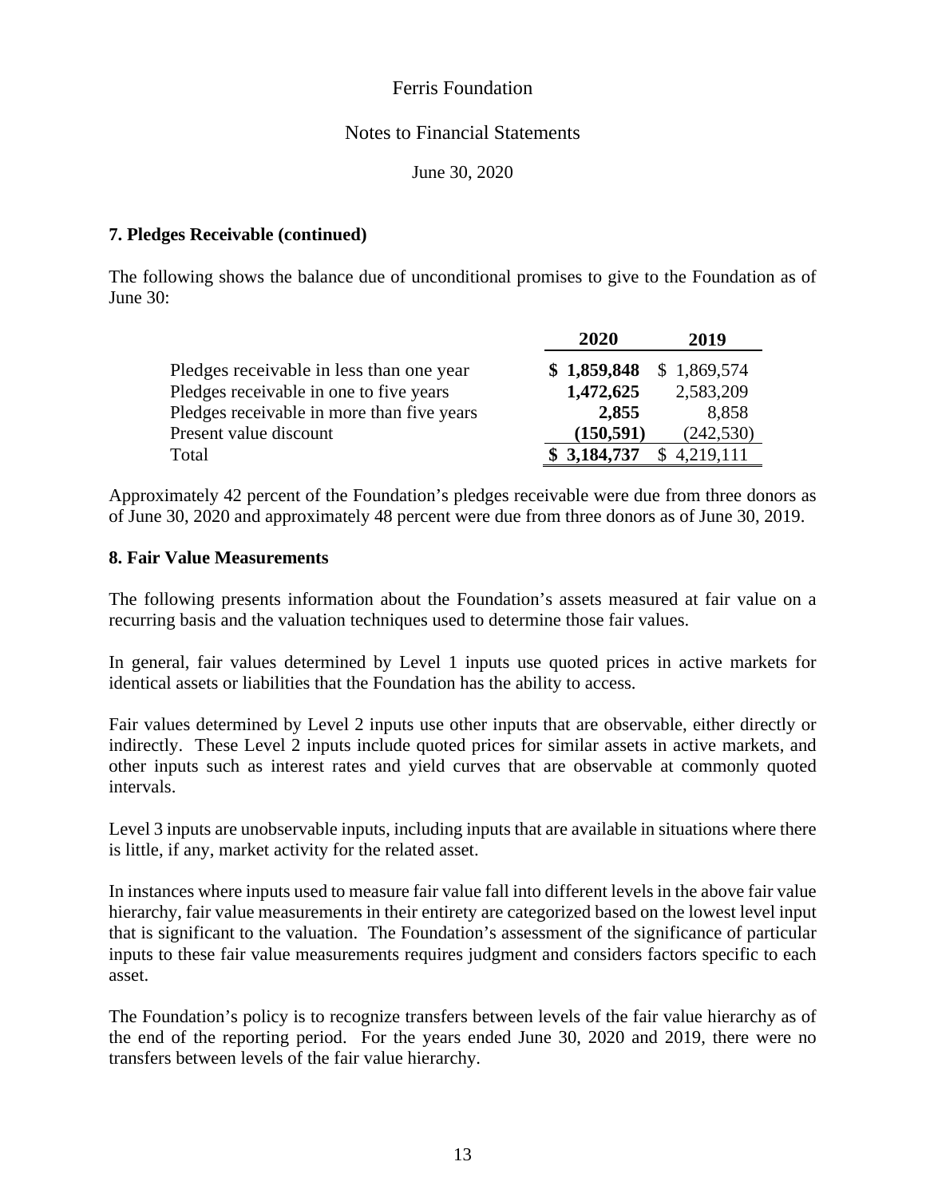Ferris Foundation

Notes to Financial Statements

June 30, 2020

### 7. Pledges Receivable (continued)

The following shows the balance due of unconditional promises to give to the Foundation as of June 30:

| | 2020 | 2019 |
|---|---|---|
| Pledges receivable in less than one year | **$ 1,859,848** | $ 1,869,574 |
| Pledges receivable in one to five years | **1,472,625** | 2,583,209 |
| Pledges receivable in more than five years | **2,855** | 8,858 |
| Present value discount | **(150,591)** | (242,530) |
| Total | **$ 3,184,737** | $ 4,219,111 |

Approximately 42 percent of the Foundation's pledges receivable were due from three donors as of June 30, 2020 and approximately 48 percent were due from three donors as of June 30, 2019.

### 8. Fair Value Measurements

The following presents information about the Foundation's assets measured at fair value on a recurring basis and the valuation techniques used to determine those fair values.

In general, fair values determined by Level 1 inputs use quoted prices in active markets for identical assets or liabilities that the Foundation has the ability to access.

Fair values determined by Level 2 inputs use other inputs that are observable, either directly or indirectly. These Level 2 inputs include quoted prices for similar assets in active markets, and other inputs such as interest rates and yield curves that are observable at commonly quoted intervals.

Level 3 inputs are unobservable inputs, including inputs that are available in situations where there is little, if any, market activity for the related asset.

In instances where inputs used to measure fair value fall into different levels in the above fair value hierarchy, fair value measurements in their entirety are categorized based on the lowest level input that is significant to the valuation. The Foundation's assessment of the significance of particular inputs to these fair value measurements requires judgment and considers factors specific to each asset.

The Foundation's policy is to recognize transfers between levels of the fair value hierarchy as of the end of the reporting period. For the years ended June 30, 2020 and 2019, there were no transfers between levels of the fair value hierarchy.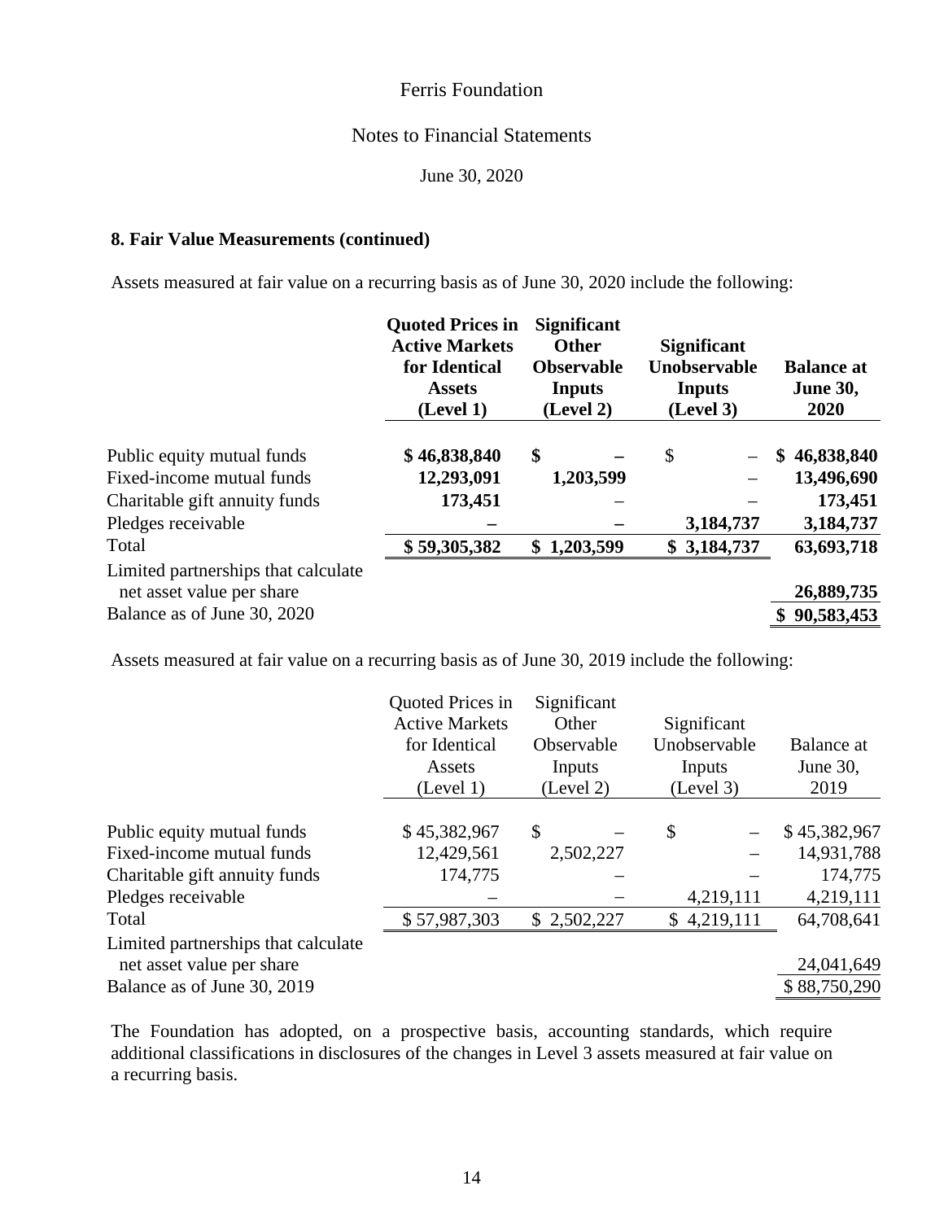Ferris Foundation

Notes to Financial Statements

June 30, 2020

## 8. Fair Value Measurements (continued)

Assets measured at fair value on a recurring basis as of June 30, 2020 include the following:

| | Quoted Prices in Active Markets for Identical Assets (Level 1) | Significant Other Observable Inputs (Level 2) | Significant Unobservable Inputs (Level 3) | Balance at June 30, 2020 |
|---|---|---|---|---|
| Public equity mutual funds | **$ 46,838,840** | **$ –** | $ – | **$ 46,838,840** |
| Fixed-income mutual funds | **12,293,091** | **1,203,599** | – | **13,496,690** |
| Charitable gift annuity funds | **173,451** | – | – | **173,451** |
| Pledges receivable | **–** | **–** | **3,184,737** | **3,184,737** |
| Total | **$ 59,305,382** | **$ 1,203,599** | **$ 3,184,737** | **63,693,718** |
| Limited partnerships that calculate net asset value per share | | | | **26,889,735** |
| Balance as of June 30, 2020 | | | | **$ 90,583,453** |

Assets measured at fair value on a recurring basis as of June 30, 2019 include the following:

| | Quoted Prices in Active Markets for Identical Assets (Level 1) | Significant Other Observable Inputs (Level 2) | Significant Unobservable Inputs (Level 3) | Balance at June 30, 2019 |
|---|---|---|---|---|
| Public equity mutual funds | $ 45,382,967 | $ – | $ – | $ 45,382,967 |
| Fixed-income mutual funds | 12,429,561 | 2,502,227 | – | 14,931,788 |
| Charitable gift annuity funds | 174,775 | – | – | 174,775 |
| Pledges receivable | – | – | 4,219,111 | 4,219,111 |
| Total | $ 57,987,303 | $ 2,502,227 | $ 4,219,111 | 64,708,641 |
| Limited partnerships that calculate net asset value per share | | | | 24,041,649 |
| Balance as of June 30, 2019 | | | | $ 88,750,290 |

The Foundation has adopted, on a prospective basis, accounting standards, which require additional classifications in disclosures of the changes in Level 3 assets measured at fair value on a recurring basis.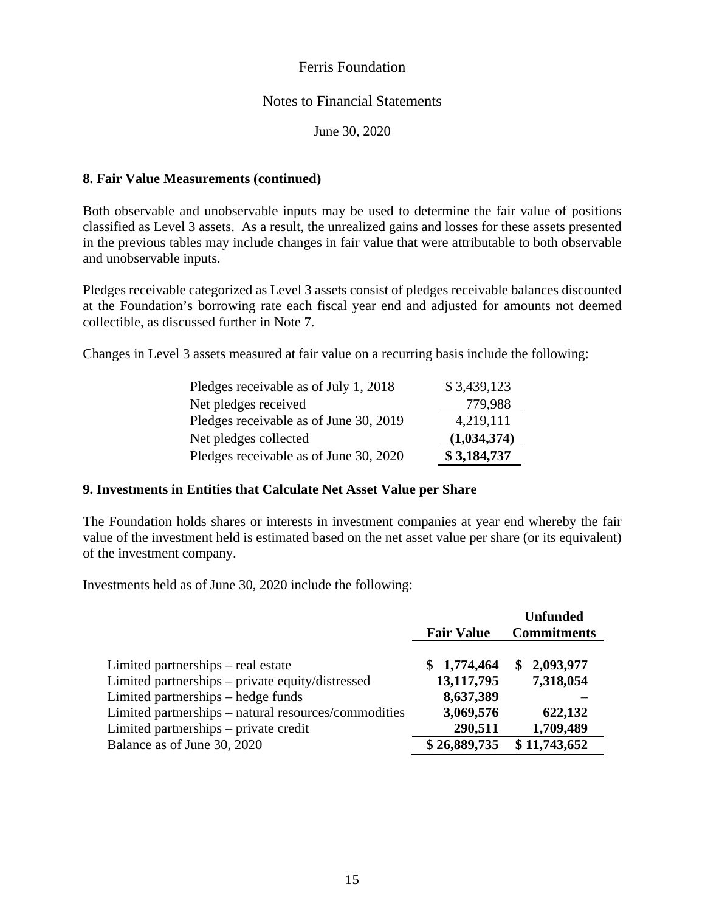Ferris Foundation

Notes to Financial Statements

June 30, 2020

## 8. Fair Value Measurements (continued)

Both observable and unobservable inputs may be used to determine the fair value of positions classified as Level 3 assets. As a result, the unrealized gains and losses for these assets presented in the previous tables may include changes in fair value that were attributable to both observable and unobservable inputs.

Pledges receivable categorized as Level 3 assets consist of pledges receivable balances discounted at the Foundation's borrowing rate each fiscal year end and adjusted for amounts not deemed collectible, as discussed further in Note 7.

Changes in Level 3 assets measured at fair value on a recurring basis include the following:

| | |
|---|---|
| Pledges receivable as of July 1, 2018 | $ 3,439,123 |
| Net pledges received | 779,988 |
| Pledges receivable as of June 30, 2019 | 4,219,111 |
| Net pledges collected | **(1,034,374)** |
| Pledges receivable as of June 30, 2020 | **$ 3,184,737** |

## 9. Investments in Entities that Calculate Net Asset Value per Share

The Foundation holds shares or interests in investment companies at year end whereby the fair value of the investment held is estimated based on the net asset value per share (or its equivalent) of the investment company.

Investments held as of June 30, 2020 include the following:

| | Fair Value | Unfunded Commitments |
|---|---|---|
| Limited partnerships – real estate | **$ 1,774,464** | **$ 2,093,977** |
| Limited partnerships – private equity/distressed | **13,117,795** | **7,318,054** |
| Limited partnerships – hedge funds | **8,637,389** | – |
| Limited partnerships – natural resources/commodities | **3,069,576** | **622,132** |
| Limited partnerships – private credit | **290,511** | **1,709,489** |
| Balance as of June 30, 2020 | **$ 26,889,735** | **$ 11,743,652** |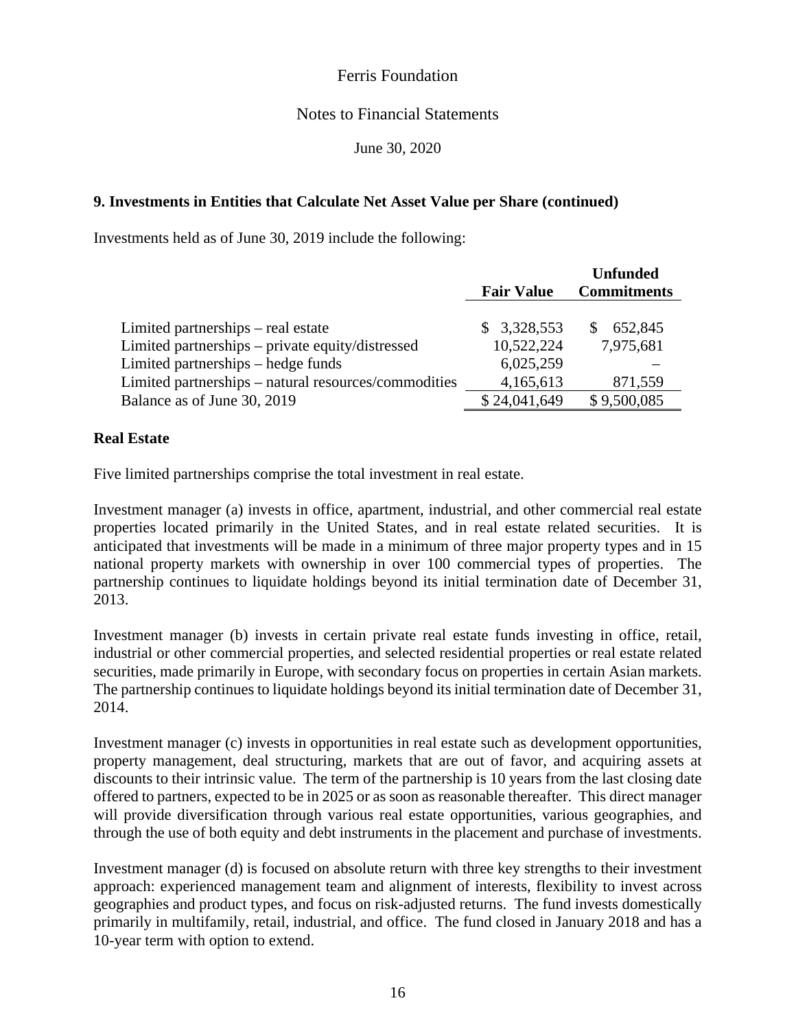## 9. Investments in Entities that Calculate Net Asset Value per Share (continued)

Investments held as of June 30, 2019 include the following:

| | Fair Value | Unfunded Commitments |
|---|---|---|
| Limited partnerships – real estate | $ 3,328,553 | $ 652,845 |
| Limited partnerships – private equity/distressed | 10,522,224 | 7,975,681 |
| Limited partnerships – hedge funds | 6,025,259 | – |
| Limited partnerships – natural resources/commodities | 4,165,613 | 871,559 |
| Balance as of June 30, 2019 | $ 24,041,649 | $ 9,500,085 |

### Real Estate

Five limited partnerships comprise the total investment in real estate.

Investment manager (a) invests in office, apartment, industrial, and other commercial real estate properties located primarily in the United States, and in real estate related securities. It is anticipated that investments will be made in a minimum of three major property types and in 15 national property markets with ownership in over 100 commercial types of properties. The partnership continues to liquidate holdings beyond its initial termination date of December 31, 2013.

Investment manager (b) invests in certain private real estate funds investing in office, retail, industrial or other commercial properties, and selected residential properties or real estate related securities, made primarily in Europe, with secondary focus on properties in certain Asian markets. The partnership continues to liquidate holdings beyond its initial termination date of December 31, 2014.

Investment manager (c) invests in opportunities in real estate such as development opportunities, property management, deal structuring, markets that are out of favor, and acquiring assets at discounts to their intrinsic value. The term of the partnership is 10 years from the last closing date offered to partners, expected to be in 2025 or as soon as reasonable thereafter. This direct manager will provide diversification through various real estate opportunities, various geographies, and through the use of both equity and debt instruments in the placement and purchase of investments.

Investment manager (d) is focused on absolute return with three key strengths to their investment approach: experienced management team and alignment of interests, flexibility to invest across geographies and product types, and focus on risk-adjusted returns. The fund invests domestically primarily in multifamily, retail, industrial, and office. The fund closed in January 2018 and has a 10-year term with option to extend.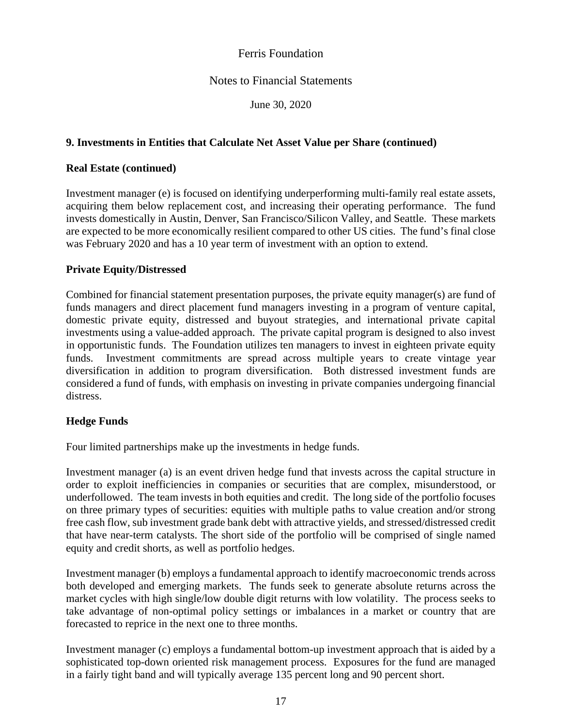### 9. Investments in Entities that Calculate Net Asset Value per Share (continued)

**Real Estate (continued)**

Investment manager (e) is focused on identifying underperforming multi-family real estate assets, acquiring them below replacement cost, and increasing their operating performance. The fund invests domestically in Austin, Denver, San Francisco/Silicon Valley, and Seattle. These markets are expected to be more economically resilient compared to other US cities. The fund's final close was February 2020 and has a 10 year term of investment with an option to extend.

**Private Equity/Distressed**

Combined for financial statement presentation purposes, the private equity manager(s) are fund of funds managers and direct placement fund managers investing in a program of venture capital, domestic private equity, distressed and buyout strategies, and international private capital investments using a value-added approach. The private capital program is designed to also invest in opportunistic funds. The Foundation utilizes ten managers to invest in eighteen private equity funds. Investment commitments are spread across multiple years to create vintage year diversification in addition to program diversification. Both distressed investment funds are considered a fund of funds, with emphasis on investing in private companies undergoing financial distress.

**Hedge Funds**

Four limited partnerships make up the investments in hedge funds.

Investment manager (a) is an event driven hedge fund that invests across the capital structure in order to exploit inefficiencies in companies or securities that are complex, misunderstood, or underfollowed. The team invests in both equities and credit. The long side of the portfolio focuses on three primary types of securities: equities with multiple paths to value creation and/or strong free cash flow, sub investment grade bank debt with attractive yields, and stressed/distressed credit that have near-term catalysts. The short side of the portfolio will be comprised of single named equity and credit shorts, as well as portfolio hedges.

Investment manager (b) employs a fundamental approach to identify macroeconomic trends across both developed and emerging markets. The funds seek to generate absolute returns across the market cycles with high single/low double digit returns with low volatility. The process seeks to take advantage of non-optimal policy settings or imbalances in a market or country that are forecasted to reprice in the next one to three months.

Investment manager (c) employs a fundamental bottom-up investment approach that is aided by a sophisticated top-down oriented risk management process. Exposures for the fund are managed in a fairly tight band and will typically average 135 percent long and 90 percent short.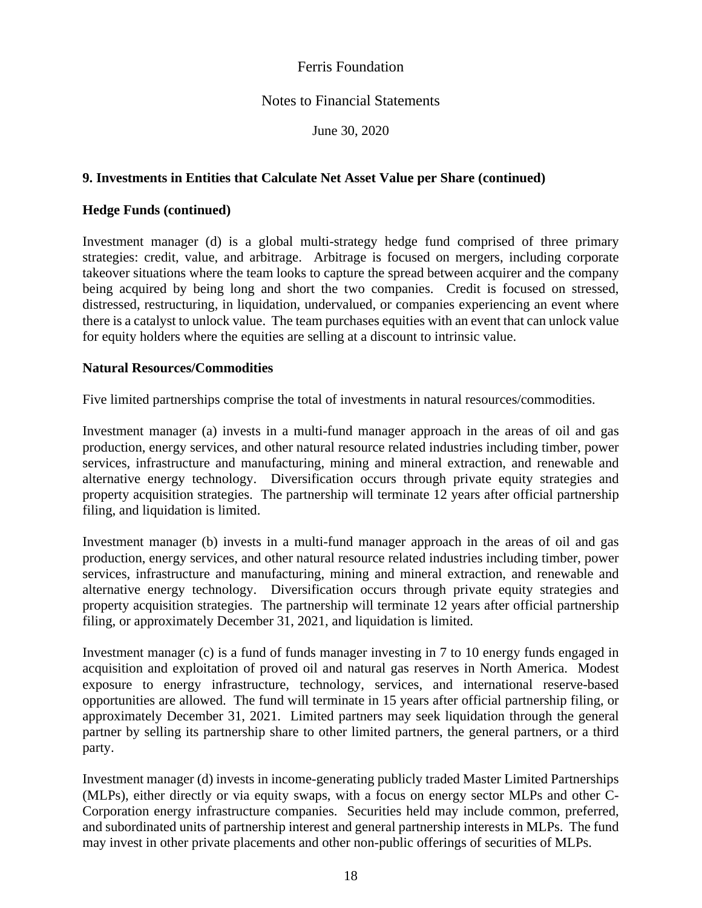## 9. Investments in Entities that Calculate Net Asset Value per Share (continued)

### Hedge Funds (continued)

Investment manager (d) is a global multi-strategy hedge fund comprised of three primary strategies: credit, value, and arbitrage. Arbitrage is focused on mergers, including corporate takeover situations where the team looks to capture the spread between acquirer and the company being acquired by being long and short the two companies. Credit is focused on stressed, distressed, restructuring, in liquidation, undervalued, or companies experiencing an event where there is a catalyst to unlock value. The team purchases equities with an event that can unlock value for equity holders where the equities are selling at a discount to intrinsic value.

### Natural Resources/Commodities

Five limited partnerships comprise the total of investments in natural resources/commodities.

Investment manager (a) invests in a multi-fund manager approach in the areas of oil and gas production, energy services, and other natural resource related industries including timber, power services, infrastructure and manufacturing, mining and mineral extraction, and renewable and alternative energy technology. Diversification occurs through private equity strategies and property acquisition strategies. The partnership will terminate 12 years after official partnership filing, and liquidation is limited.

Investment manager (b) invests in a multi-fund manager approach in the areas of oil and gas production, energy services, and other natural resource related industries including timber, power services, infrastructure and manufacturing, mining and mineral extraction, and renewable and alternative energy technology. Diversification occurs through private equity strategies and property acquisition strategies. The partnership will terminate 12 years after official partnership filing, or approximately December 31, 2021, and liquidation is limited.

Investment manager (c) is a fund of funds manager investing in 7 to 10 energy funds engaged in acquisition and exploitation of proved oil and natural gas reserves in North America. Modest exposure to energy infrastructure, technology, services, and international reserve-based opportunities are allowed. The fund will terminate in 15 years after official partnership filing, or approximately December 31, 2021. Limited partners may seek liquidation through the general partner by selling its partnership share to other limited partners, the general partners, or a third party.

Investment manager (d) invests in income-generating publicly traded Master Limited Partnerships (MLPs), either directly or via equity swaps, with a focus on energy sector MLPs and other C-Corporation energy infrastructure companies. Securities held may include common, preferred, and subordinated units of partnership interest and general partnership interests in MLPs. The fund may invest in other private placements and other non-public offerings of securities of MLPs.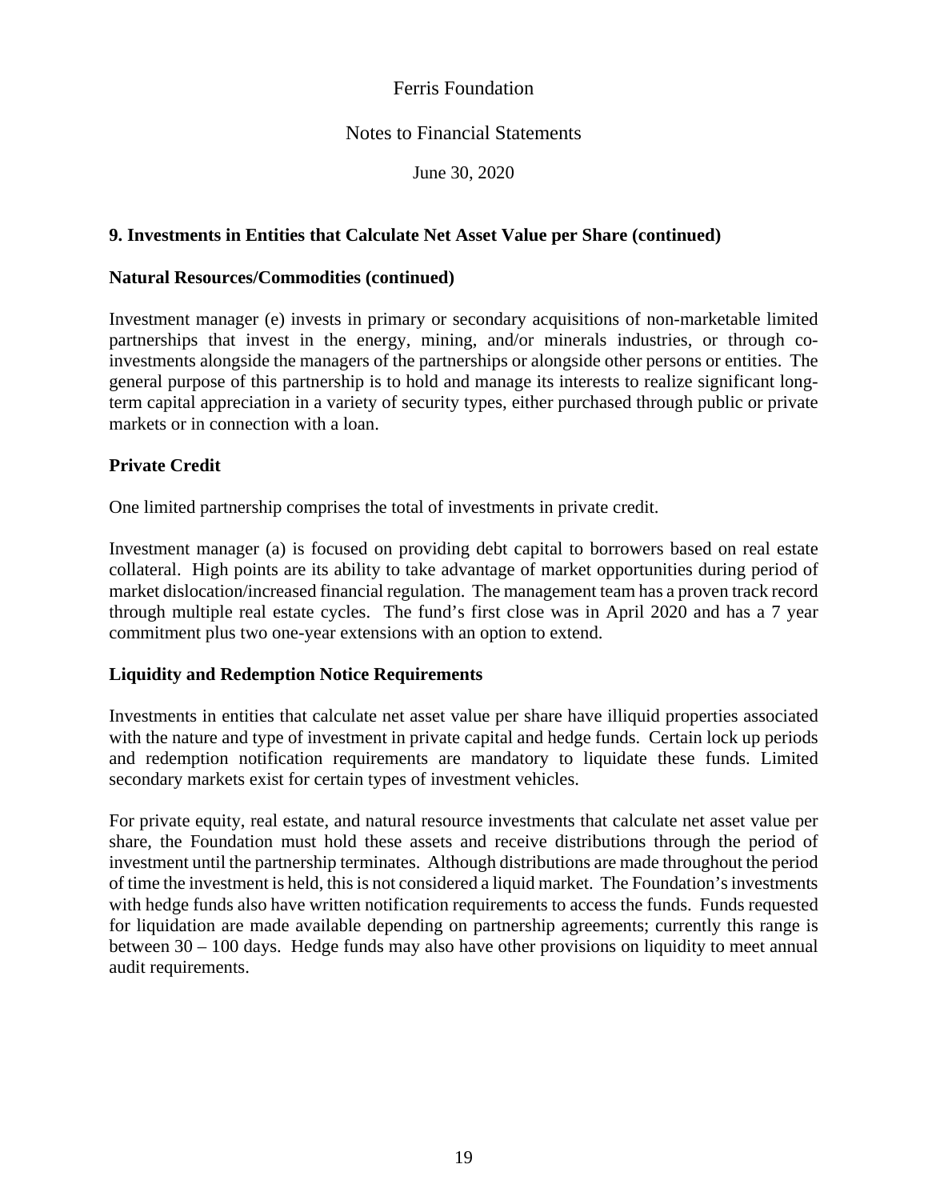## 9. Investments in Entities that Calculate Net Asset Value per Share (continued)

### Natural Resources/Commodities (continued)

Investment manager (e) invests in primary or secondary acquisitions of non-marketable limited partnerships that invest in the energy, mining, and/or minerals industries, or through co-investments alongside the managers of the partnerships or alongside other persons or entities. The general purpose of this partnership is to hold and manage its interests to realize significant long-term capital appreciation in a variety of security types, either purchased through public or private markets or in connection with a loan.

### Private Credit

One limited partnership comprises the total of investments in private credit.

Investment manager (a) is focused on providing debt capital to borrowers based on real estate collateral. High points are its ability to take advantage of market opportunities during period of market dislocation/increased financial regulation. The management team has a proven track record through multiple real estate cycles. The fund's first close was in April 2020 and has a 7 year commitment plus two one-year extensions with an option to extend.

### Liquidity and Redemption Notice Requirements

Investments in entities that calculate net asset value per share have illiquid properties associated with the nature and type of investment in private capital and hedge funds. Certain lock up periods and redemption notification requirements are mandatory to liquidate these funds. Limited secondary markets exist for certain types of investment vehicles.

For private equity, real estate, and natural resource investments that calculate net asset value per share, the Foundation must hold these assets and receive distributions through the period of investment until the partnership terminates. Although distributions are made throughout the period of time the investment is held, this is not considered a liquid market. The Foundation's investments with hedge funds also have written notification requirements to access the funds. Funds requested for liquidation are made available depending on partnership agreements; currently this range is between 30 – 100 days. Hedge funds may also have other provisions on liquidity to meet annual audit requirements.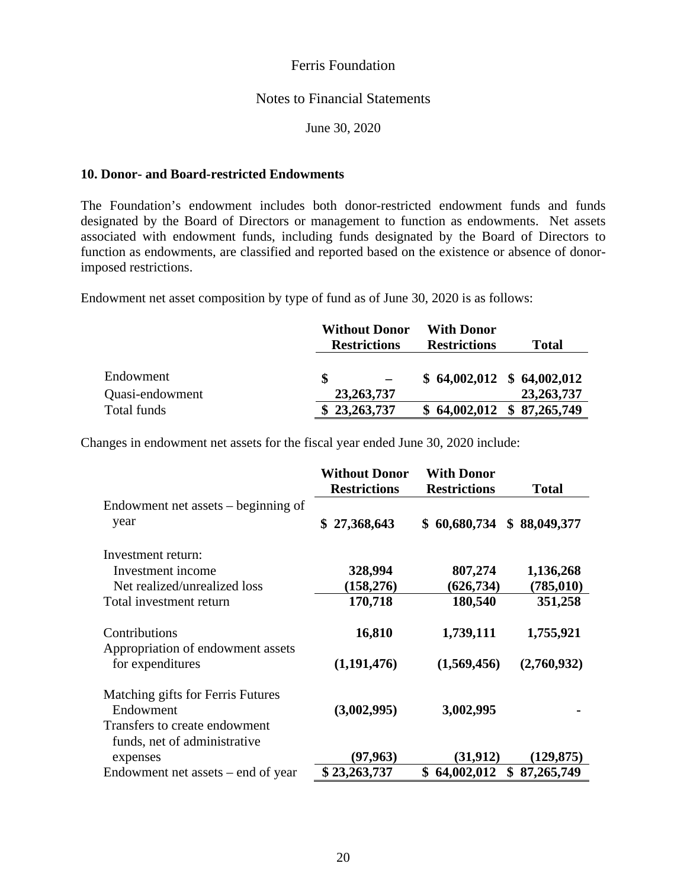### 10. Donor- and Board-restricted Endowments

The Foundation's endowment includes both donor-restricted endowment funds and funds designated by the Board of Directors or management to function as endowments. Net assets associated with endowment funds, including funds designated by the Board of Directors to function as endowments, are classified and reported based on the existence or absence of donor-imposed restrictions.

Endowment net asset composition by type of fund as of June 30, 2020 is as follows:

| | Without Donor Restrictions | With Donor Restrictions | Total |
|---|---|---|---|
| Endowment | $ – | $ 64,002,012 | $ 64,002,012 |
| Quasi-endowment | 23,263,737 | | 23,263,737 |
| Total funds | $ 23,263,737 | $ 64,002,012 | $ 87,265,749 |

Changes in endowment net assets for the fiscal year ended June 30, 2020 include:

| | Without Donor Restrictions | With Donor Restrictions | Total |
|---|---|---|---|
| Endowment net assets – beginning of year | $ 27,368,643 | $ 60,680,734 | $ 88,049,377 |
| Investment return: | | | |
| Investment income | 328,994 | 807,274 | 1,136,268 |
| Net realized/unrealized loss | (158,276) | (626,734) | (785,010) |
| Total investment return | 170,718 | 180,540 | 351,258 |
| Contributions | 16,810 | 1,739,111 | 1,755,921 |
| Appropriation of endowment assets for expenditures | (1,191,476) | (1,569,456) | (2,760,932) |
| Matching gifts for Ferris Futures Endowment | (3,002,995) | 3,002,995 | - |
| Transfers to create endowment funds, net of administrative expenses | (97,963) | (31,912) | (129,875) |
| Endowment net assets – end of year | $ 23,263,737 | $ 64,002,012 | $ 87,265,749 |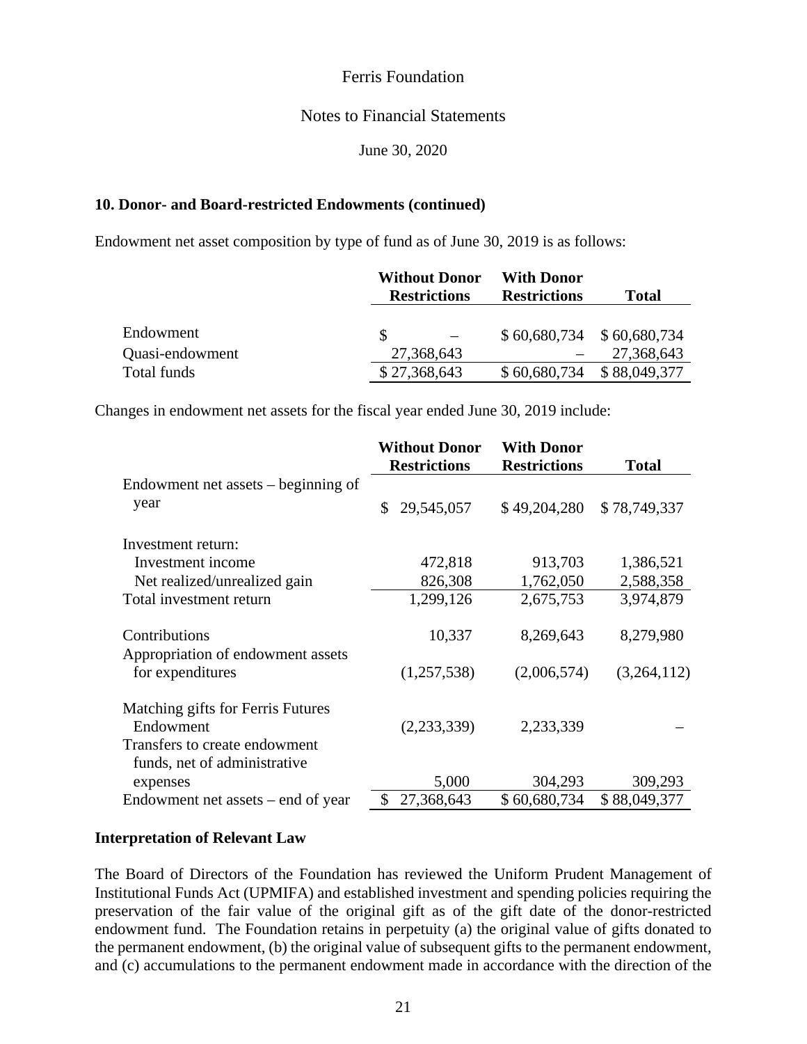### 10. Donor- and Board-restricted Endowments (continued)

Endowment net asset composition by type of fund as of June 30, 2019 is as follows:

| | Without Donor Restrictions | With Donor Restrictions | Total |
|---|---|---|---|
| Endowment | $ – | $ 60,680,734 | $ 60,680,734 |
| Quasi-endowment | 27,368,643 | – | 27,368,643 |
| Total funds | $ 27,368,643 | $ 60,680,734 | $ 88,049,377 |

Changes in endowment net assets for the fiscal year ended June 30, 2019 include:

| | Without Donor Restrictions | With Donor Restrictions | Total |
|---|---|---|---|
| Endowment net assets – beginning of year | $ 29,545,057 | $ 49,204,280 | $ 78,749,337 |
| Investment return: | | | |
| Investment income | 472,818 | 913,703 | 1,386,521 |
| Net realized/unrealized gain | 826,308 | 1,762,050 | 2,588,358 |
| Total investment return | 1,299,126 | 2,675,753 | 3,974,879 |
| Contributions | 10,337 | 8,269,643 | 8,279,980 |
| Appropriation of endowment assets for expenditures | (1,257,538) | (2,006,574) | (3,264,112) |
| Matching gifts for Ferris Futures Endowment | (2,233,339) | 2,233,339 | – |
| Transfers to create endowment funds, net of administrative expenses | 5,000 | 304,293 | 309,293 |
| Endowment net assets – end of year | $ 27,368,643 | $ 60,680,734 | $ 88,049,377 |

**Interpretation of Relevant Law**

The Board of Directors of the Foundation has reviewed the Uniform Prudent Management of Institutional Funds Act (UPMIFA) and established investment and spending policies requiring the preservation of the fair value of the original gift as of the gift date of the donor-restricted endowment fund. The Foundation retains in perpetuity (a) the original value of gifts donated to the permanent endowment, (b) the original value of subsequent gifts to the permanent endowment, and (c) accumulations to the permanent endowment made in accordance with the direction of the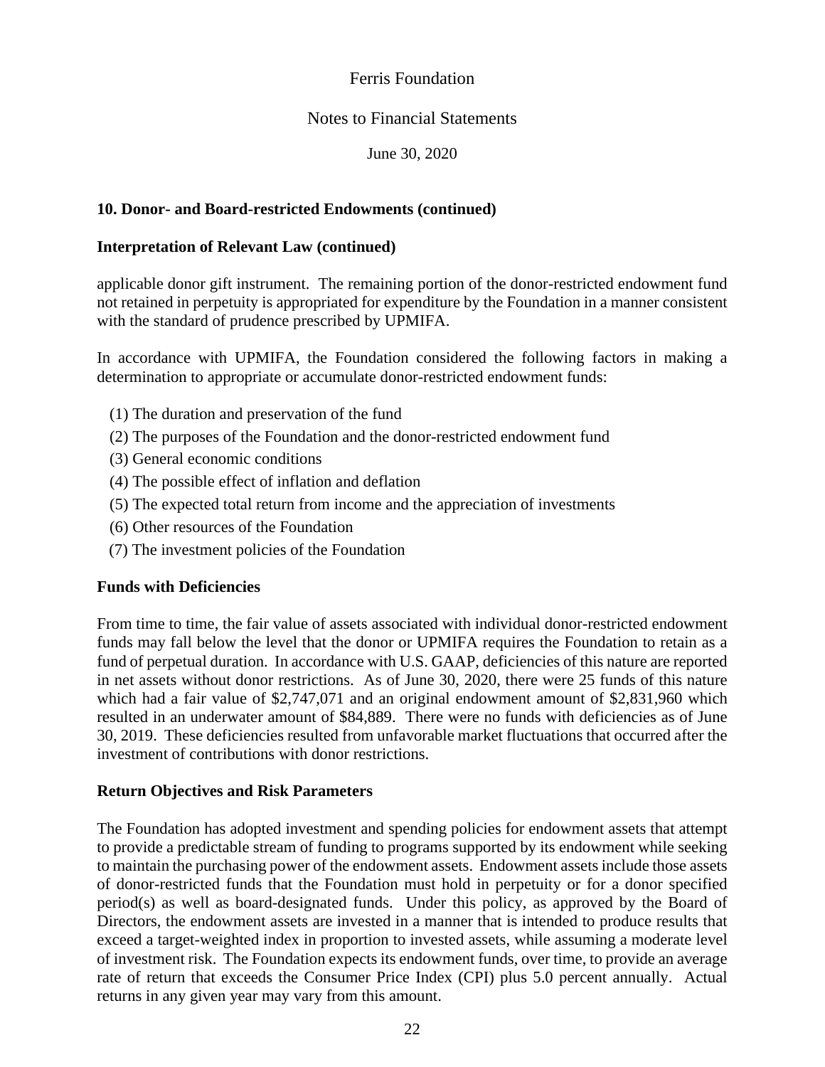## 10. Donor- and Board-restricted Endowments (continued)

### Interpretation of Relevant Law (continued)

applicable donor gift instrument. The remaining portion of the donor-restricted endowment fund not retained in perpetuity is appropriated for expenditure by the Foundation in a manner consistent with the standard of prudence prescribed by UPMIFA.

In accordance with UPMIFA, the Foundation considered the following factors in making a determination to appropriate or accumulate donor-restricted endowment funds:

(1) The duration and preservation of the fund
(2) The purposes of the Foundation and the donor-restricted endowment fund
(3) General economic conditions
(4) The possible effect of inflation and deflation
(5) The expected total return from income and the appreciation of investments
(6) Other resources of the Foundation
(7) The investment policies of the Foundation

### Funds with Deficiencies

From time to time, the fair value of assets associated with individual donor-restricted endowment funds may fall below the level that the donor or UPMIFA requires the Foundation to retain as a fund of perpetual duration. In accordance with U.S. GAAP, deficiencies of this nature are reported in net assets without donor restrictions. As of June 30, 2020, there were 25 funds of this nature which had a fair value of $2,747,071 and an original endowment amount of $2,831,960 which resulted in an underwater amount of $84,889. There were no funds with deficiencies as of June 30, 2019. These deficiencies resulted from unfavorable market fluctuations that occurred after the investment of contributions with donor restrictions.

### Return Objectives and Risk Parameters

The Foundation has adopted investment and spending policies for endowment assets that attempt to provide a predictable stream of funding to programs supported by its endowment while seeking to maintain the purchasing power of the endowment assets. Endowment assets include those assets of donor-restricted funds that the Foundation must hold in perpetuity or for a donor specified period(s) as well as board-designated funds. Under this policy, as approved by the Board of Directors, the endowment assets are invested in a manner that is intended to produce results that exceed a target-weighted index in proportion to invested assets, while assuming a moderate level of investment risk. The Foundation expects its endowment funds, over time, to provide an average rate of return that exceeds the Consumer Price Index (CPI) plus 5.0 percent annually. Actual returns in any given year may vary from this amount.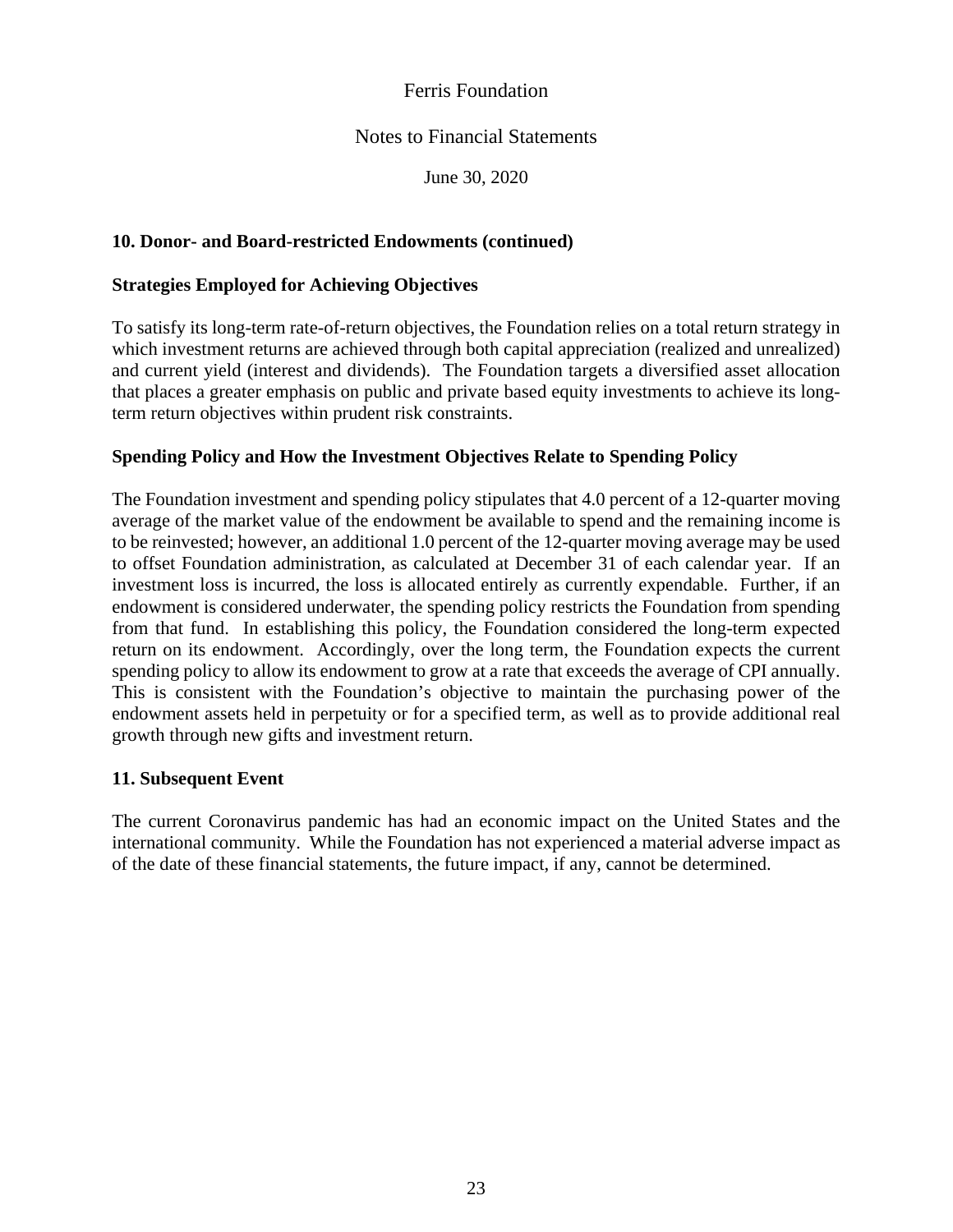## 10. Donor- and Board-restricted Endowments (continued)

### Strategies Employed for Achieving Objectives

To satisfy its long-term rate-of-return objectives, the Foundation relies on a total return strategy in which investment returns are achieved through both capital appreciation (realized and unrealized) and current yield (interest and dividends). The Foundation targets a diversified asset allocation that places a greater emphasis on public and private based equity investments to achieve its long-term return objectives within prudent risk constraints.

### Spending Policy and How the Investment Objectives Relate to Spending Policy

The Foundation investment and spending policy stipulates that 4.0 percent of a 12-quarter moving average of the market value of the endowment be available to spend and the remaining income is to be reinvested; however, an additional 1.0 percent of the 12-quarter moving average may be used to offset Foundation administration, as calculated at December 31 of each calendar year. If an investment loss is incurred, the loss is allocated entirely as currently expendable. Further, if an endowment is considered underwater, the spending policy restricts the Foundation from spending from that fund. In establishing this policy, the Foundation considered the long-term expected return on its endowment. Accordingly, over the long term, the Foundation expects the current spending policy to allow its endowment to grow at a rate that exceeds the average of CPI annually. This is consistent with the Foundation's objective to maintain the purchasing power of the endowment assets held in perpetuity or for a specified term, as well as to provide additional real growth through new gifts and investment return.

## 11. Subsequent Event

The current Coronavirus pandemic has had an economic impact on the United States and the international community. While the Foundation has not experienced a material adverse impact as of the date of these financial statements, the future impact, if any, cannot be determined.